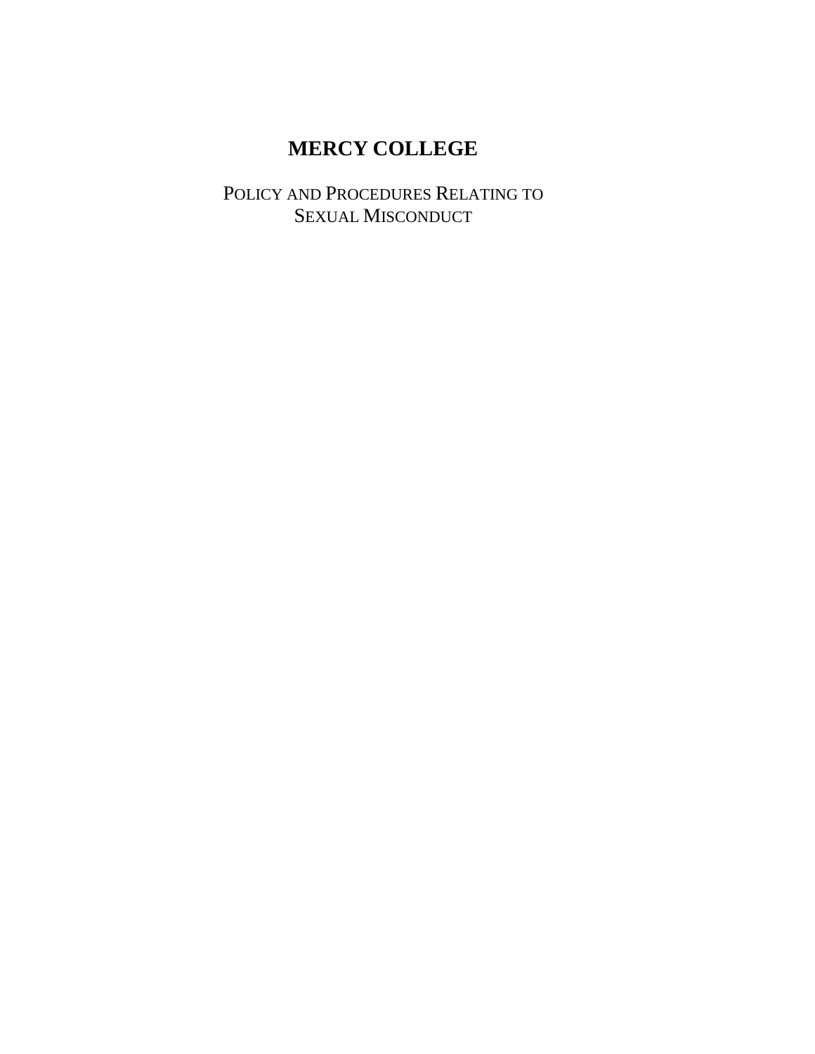# MERCY COLLEGE

## POLICY AND PROCEDURES RELATING TO SEXUAL MISCONDUCT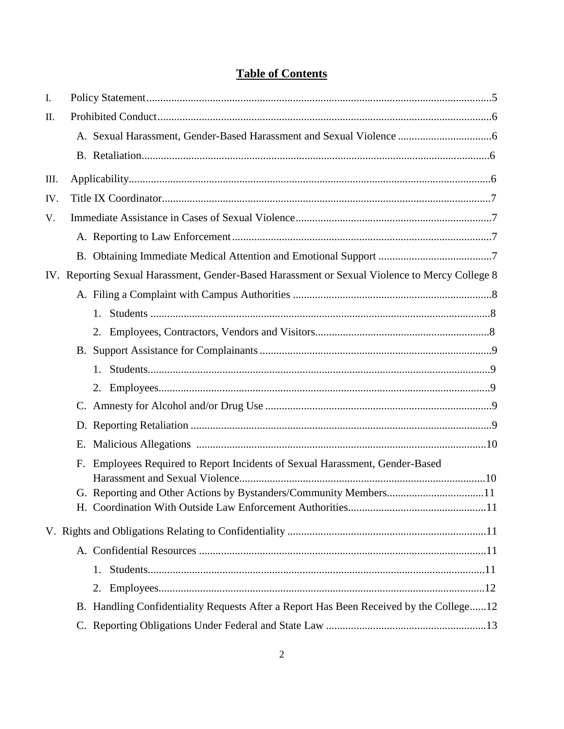# Table of Contents

I. Policy Statement....5

II. Prohibited Conduct....6

- A. Sexual Harassment, Gender-Based Harassment and Sexual Violence....6
- B. Retaliation....6

III. Applicability....6

IV. Title IX Coordinator....7

V. Immediate Assistance in Cases of Sexual Violence....7

- A. Reporting to Law Enforcement....7
- B. Obtaining Immediate Medical Attention and Emotional Support....7

IV. Reporting Sexual Harassment, Gender-Based Harassment or Sexual Violence to Mercy College 8

- A. Filing a Complaint with Campus Authorities....8
  1. Students....8
  2. Employees, Contractors, Vendors and Visitors....8
- B. Support Assistance for Complainants....9
  1. Students....9
  2. Employees....9
- C. Amnesty for Alcohol and/or Drug Use....9
- D. Reporting Retaliation....9
- E. Malicious Allegations....10
- F. Employees Required to Report Incidents of Sexual Harassment, Gender-Based Harassment and Sexual Violence....10
- G. Reporting and Other Actions by Bystanders/Community Members....11
- H. Coordination With Outside Law Enforcement Authorities....11

V. Rights and Obligations Relating to Confidentiality....11

- A. Confidential Resources....11
  1. Students....11
  2. Employees....12
- B. Handling Confidentiality Requests After a Report Has Been Received by the College....12
- C. Reporting Obligations Under Federal and State Law....13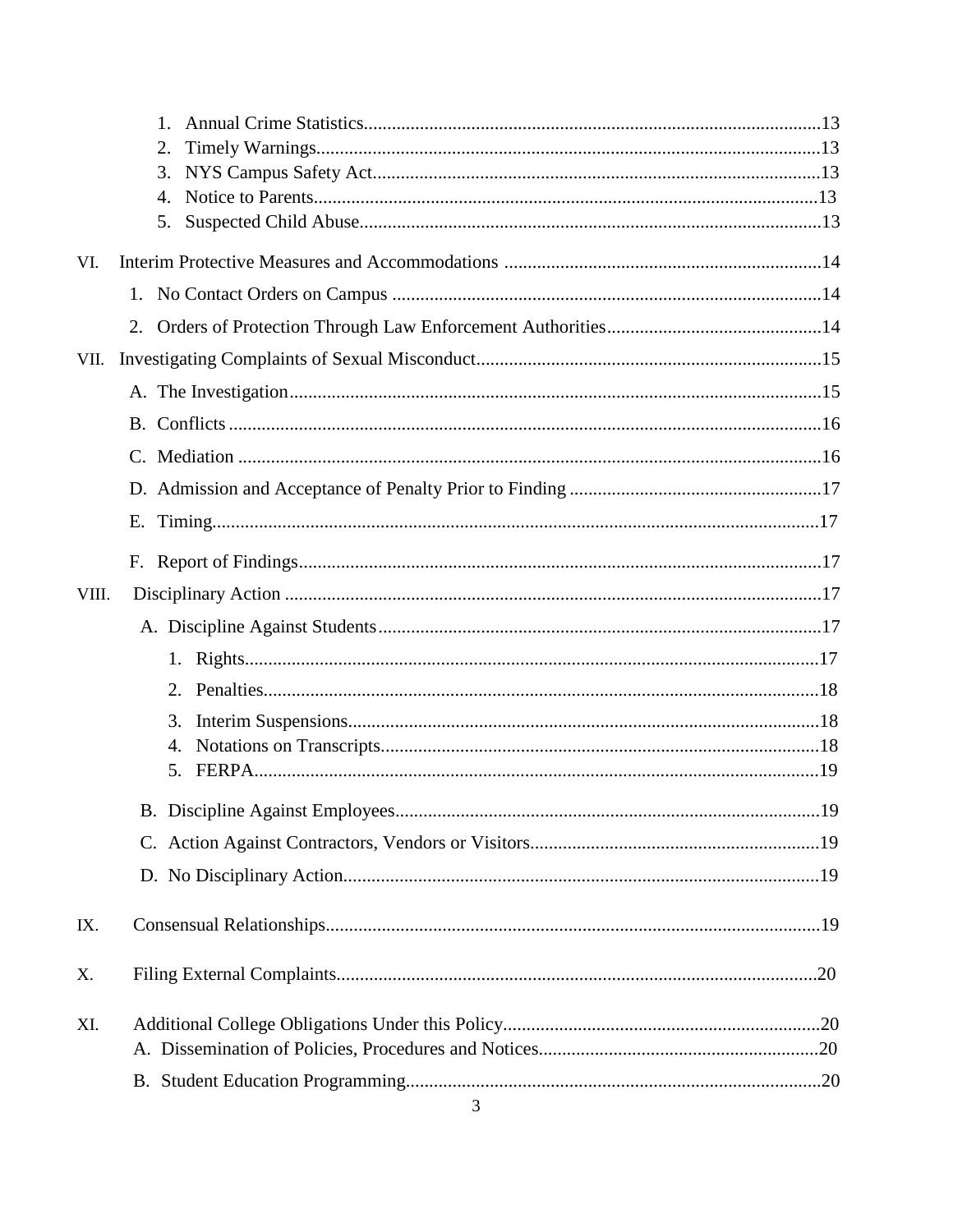1. Annual Crime Statistics.....13
2. Timely Warnings.....13
3. NYS Campus Safety Act.....13
4. Notice to Parents.....13
5. Suspected Child Abuse.....13

VI. Interim Protective Measures and Accommodations .....14

1. No Contact Orders on Campus .....14
2. Orders of Protection Through Law Enforcement Authorities.....14

VII. Investigating Complaints of Sexual Misconduct.....15

A. The Investigation.....15

B. Conflicts.....16

C. Mediation .....16

D. Admission and Acceptance of Penalty Prior to Finding .....17

E. Timing.....17

F. Report of Findings.....17

VIII. Disciplinary Action .....17

A. Discipline Against Students.....17

1. Rights.....17
2. Penalties.....18
3. Interim Suspensions.....18
4. Notations on Transcripts.....18
5. FERPA.....19

B. Discipline Against Employees.....19

C. Action Against Contractors, Vendors or Visitors.....19

D. No Disciplinary Action.....19

IX. Consensual Relationships.....19

X. Filing External Complaints.....20

XI. Additional College Obligations Under this Policy.....20

A. Dissemination of Policies, Procedures and Notices.....20

B. Student Education Programming.....20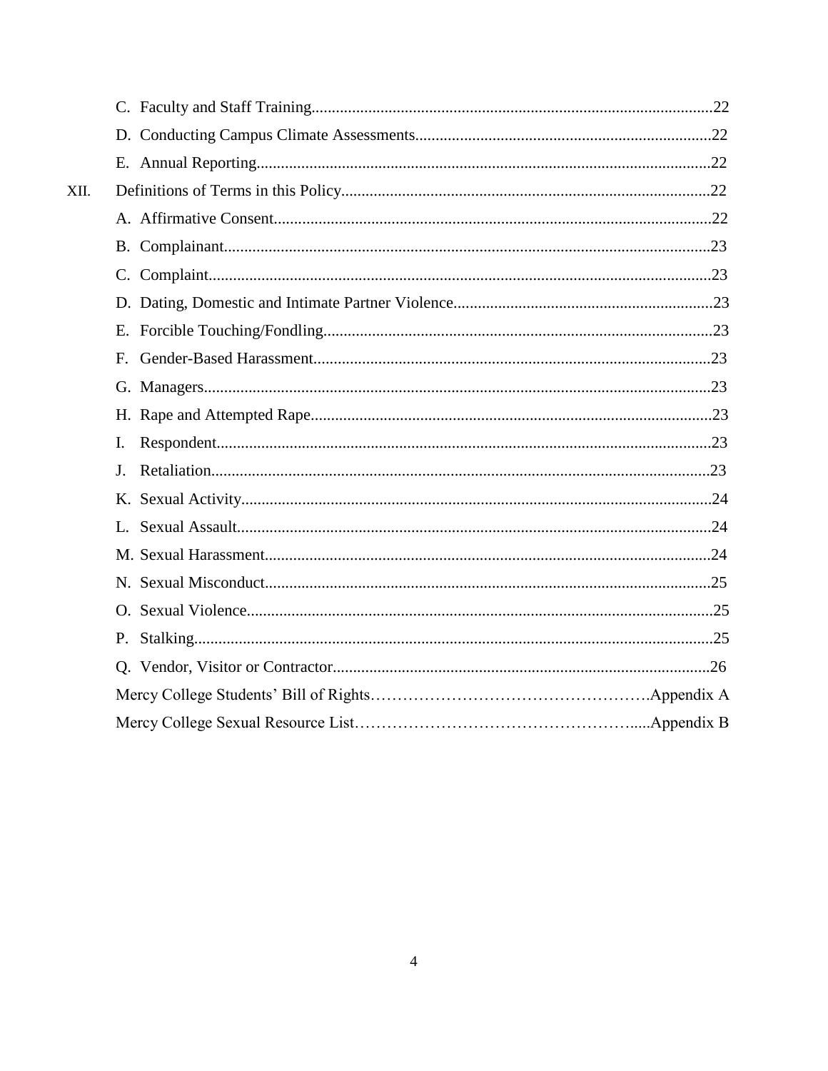C. Faculty and Staff Training.........................................................................................22

D. Conducting Campus Climate Assessments.........................................................................22

E. Annual Reporting.........................................................................................................22

XII. Definitions of Terms in this Policy.........................................................................................22

A. Affirmative Consent.........................................................................................................22

B. Complainant.......................................................................................................................23

C. Complaint...........................................................................................................................23

D. Dating, Domestic and Intimate Partner Violence...............................................................23

E. Forcible Touching/Fondling...............................................................................................23

F. Gender-Based Harassment.................................................................................................23

G. Managers...........................................................................................................................23

H. Rape and Attempted Rape.................................................................................................23

I. Respondent.........................................................................................................................23

J. Retaliation..........................................................................................................................23

K. Sexual Activity...................................................................................................................24

L. Sexual Assault....................................................................................................................24

M. Sexual Harassment.............................................................................................................24

N. Sexual Misconduct.............................................................................................................25

O. Sexual Violence.................................................................................................................25

P. Stalking..............................................................................................................................25

Q. Vendor, Visitor or Contractor............................................................................................26

Mercy College Students' Bill of Rights……………………………………………….Appendix A

Mercy College Sexual Resource List…………………………………………….....Appendix B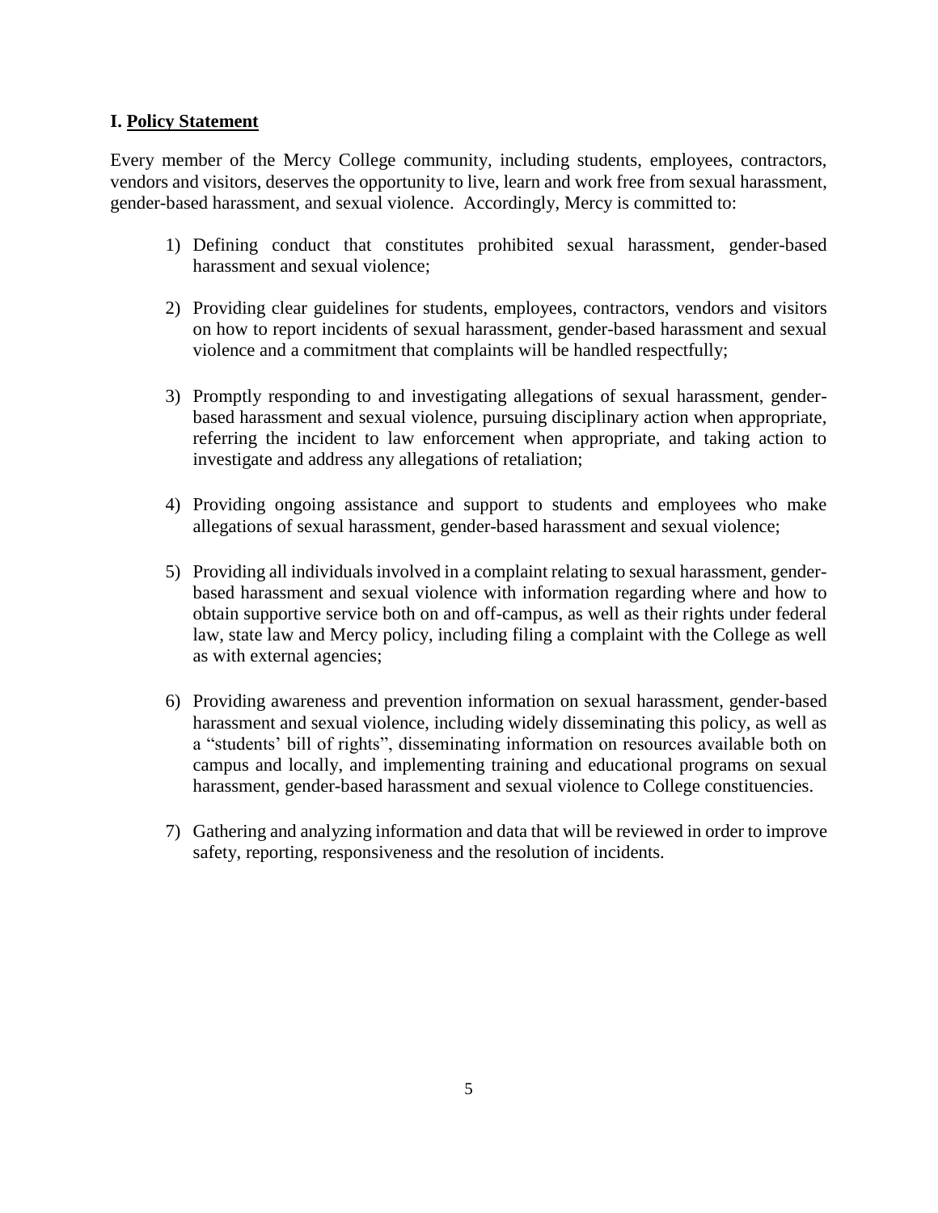## I. Policy Statement

Every member of the Mercy College community, including students, employees, contractors, vendors and visitors, deserves the opportunity to live, learn and work free from sexual harassment, gender-based harassment, and sexual violence. Accordingly, Mercy is committed to:

1) Defining conduct that constitutes prohibited sexual harassment, gender-based harassment and sexual violence;

2) Providing clear guidelines for students, employees, contractors, vendors and visitors on how to report incidents of sexual harassment, gender-based harassment and sexual violence and a commitment that complaints will be handled respectfully;

3) Promptly responding to and investigating allegations of sexual harassment, gender-based harassment and sexual violence, pursuing disciplinary action when appropriate, referring the incident to law enforcement when appropriate, and taking action to investigate and address any allegations of retaliation;

4) Providing ongoing assistance and support to students and employees who make allegations of sexual harassment, gender-based harassment and sexual violence;

5) Providing all individuals involved in a complaint relating to sexual harassment, gender-based harassment and sexual violence with information regarding where and how to obtain supportive service both on and off-campus, as well as their rights under federal law, state law and Mercy policy, including filing a complaint with the College as well as with external agencies;

6) Providing awareness and prevention information on sexual harassment, gender-based harassment and sexual violence, including widely disseminating this policy, as well as a "students' bill of rights", disseminating information on resources available both on campus and locally, and implementing training and educational programs on sexual harassment, gender-based harassment and sexual violence to College constituencies.

7) Gathering and analyzing information and data that will be reviewed in order to improve safety, reporting, responsiveness and the resolution of incidents.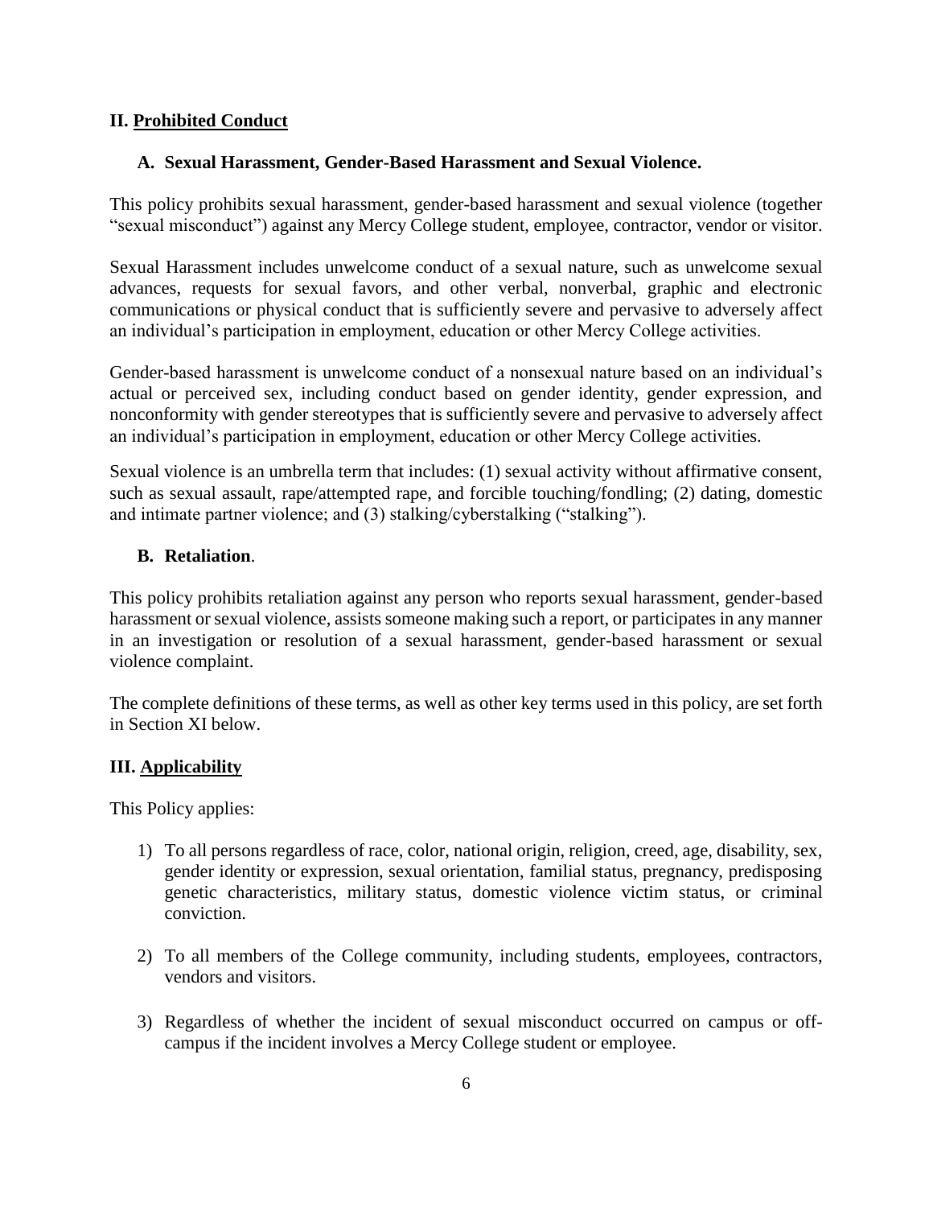## II. Prohibited Conduct

### A. Sexual Harassment, Gender-Based Harassment and Sexual Violence.

This policy prohibits sexual harassment, gender-based harassment and sexual violence (together "sexual misconduct") against any Mercy College student, employee, contractor, vendor or visitor.

Sexual Harassment includes unwelcome conduct of a sexual nature, such as unwelcome sexual advances, requests for sexual favors, and other verbal, nonverbal, graphic and electronic communications or physical conduct that is sufficiently severe and pervasive to adversely affect an individual's participation in employment, education or other Mercy College activities.

Gender-based harassment is unwelcome conduct of a nonsexual nature based on an individual's actual or perceived sex, including conduct based on gender identity, gender expression, and nonconformity with gender stereotypes that is sufficiently severe and pervasive to adversely affect an individual's participation in employment, education or other Mercy College activities.

Sexual violence is an umbrella term that includes: (1) sexual activity without affirmative consent, such as sexual assault, rape/attempted rape, and forcible touching/fondling; (2) dating, domestic and intimate partner violence; and (3) stalking/cyberstalking ("stalking").

### B. Retaliation.

This policy prohibits retaliation against any person who reports sexual harassment, gender-based harassment or sexual violence, assists someone making such a report, or participates in any manner in an investigation or resolution of a sexual harassment, gender-based harassment or sexual violence complaint.

The complete definitions of these terms, as well as other key terms used in this policy, are set forth in Section XI below.

## III. Applicability

This Policy applies:

1) To all persons regardless of race, color, national origin, religion, creed, age, disability, sex, gender identity or expression, sexual orientation, familial status, pregnancy, predisposing genetic characteristics, military status, domestic violence victim status, or criminal conviction.

2) To all members of the College community, including students, employees, contractors, vendors and visitors.

3) Regardless of whether the incident of sexual misconduct occurred on campus or off-campus if the incident involves a Mercy College student or employee.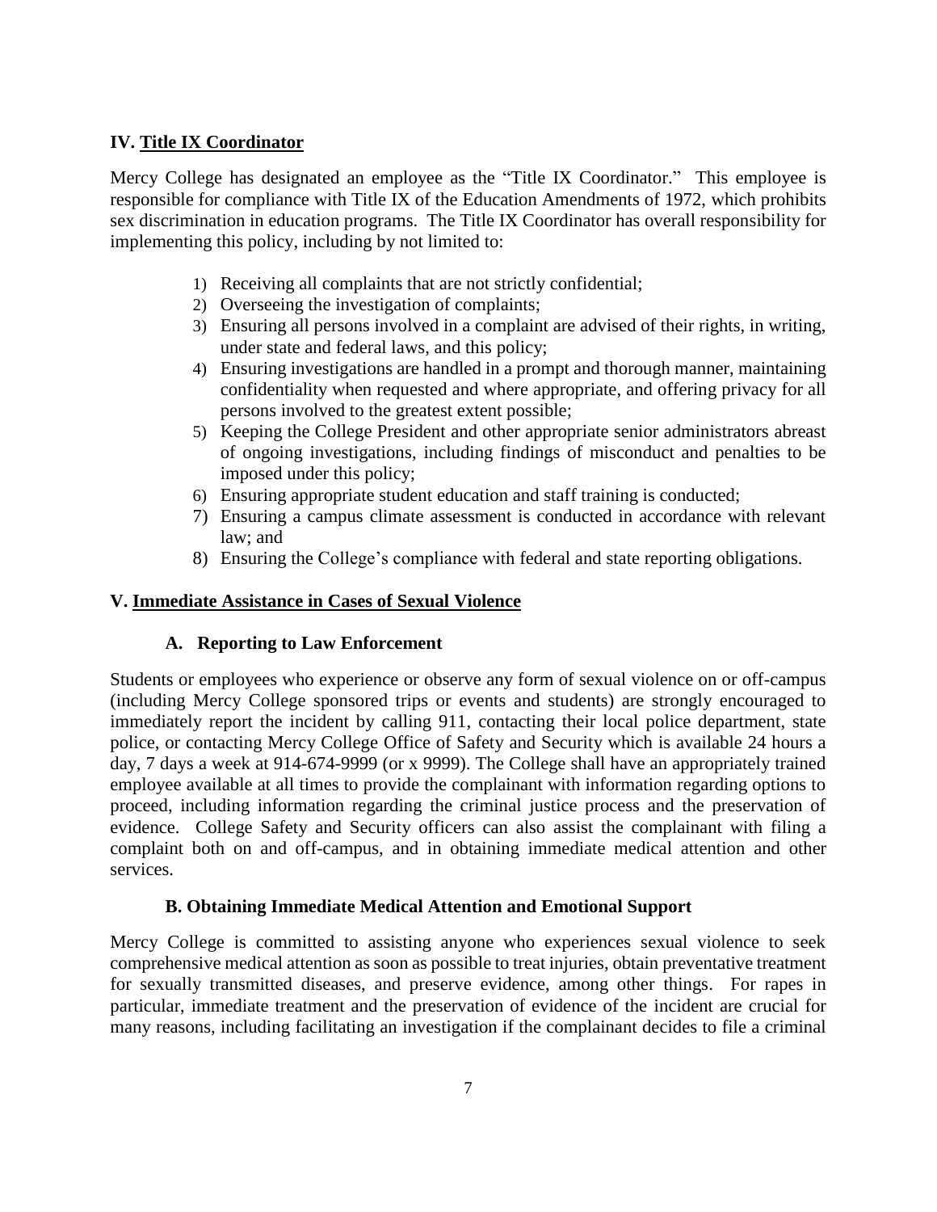## IV. Title IX Coordinator

Mercy College has designated an employee as the "Title IX Coordinator." This employee is responsible for compliance with Title IX of the Education Amendments of 1972, which prohibits sex discrimination in education programs. The Title IX Coordinator has overall responsibility for implementing this policy, including by not limited to:

1) Receiving all complaints that are not strictly confidential;
2) Overseeing the investigation of complaints;
3) Ensuring all persons involved in a complaint are advised of their rights, in writing, under state and federal laws, and this policy;
4) Ensuring investigations are handled in a prompt and thorough manner, maintaining confidentiality when requested and where appropriate, and offering privacy for all persons involved to the greatest extent possible;
5) Keeping the College President and other appropriate senior administrators abreast of ongoing investigations, including findings of misconduct and penalties to be imposed under this policy;
6) Ensuring appropriate student education and staff training is conducted;
7) Ensuring a campus climate assessment is conducted in accordance with relevant law; and
8) Ensuring the College's compliance with federal and state reporting obligations.

## V. Immediate Assistance in Cases of Sexual Violence

### A. Reporting to Law Enforcement

Students or employees who experience or observe any form of sexual violence on or off-campus (including Mercy College sponsored trips or events and students) are strongly encouraged to immediately report the incident by calling 911, contacting their local police department, state police, or contacting Mercy College Office of Safety and Security which is available 24 hours a day, 7 days a week at 914-674-9999 (or x 9999). The College shall have an appropriately trained employee available at all times to provide the complainant with information regarding options to proceed, including information regarding the criminal justice process and the preservation of evidence. College Safety and Security officers can also assist the complainant with filing a complaint both on and off-campus, and in obtaining immediate medical attention and other services.

### B. Obtaining Immediate Medical Attention and Emotional Support

Mercy College is committed to assisting anyone who experiences sexual violence to seek comprehensive medical attention as soon as possible to treat injuries, obtain preventative treatment for sexually transmitted diseases, and preserve evidence, among other things. For rapes in particular, immediate treatment and the preservation of evidence of the incident are crucial for many reasons, including facilitating an investigation if the complainant decides to file a criminal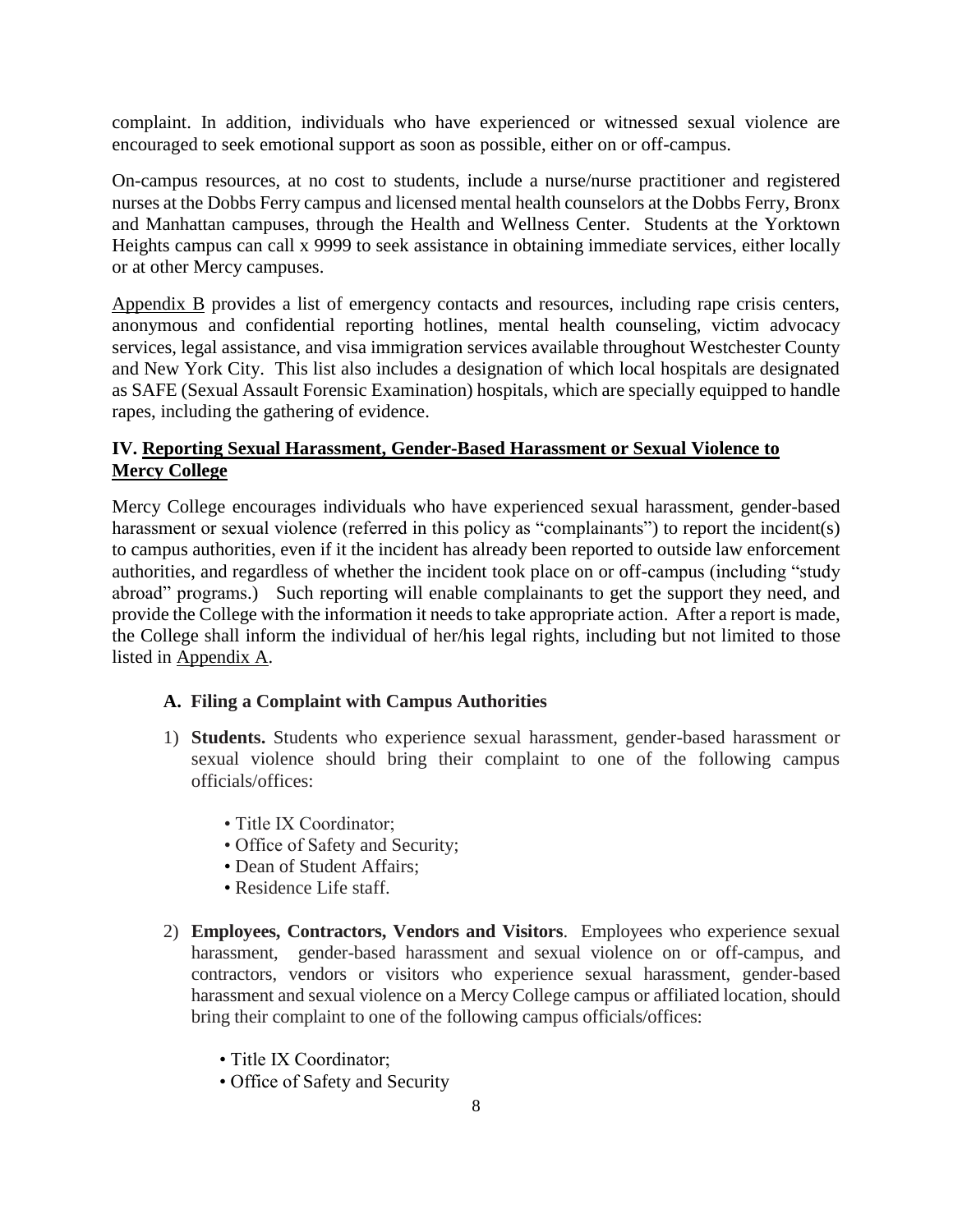complaint. In addition, individuals who have experienced or witnessed sexual violence are encouraged to seek emotional support as soon as possible, either on or off-campus.

On-campus resources, at no cost to students, include a nurse/nurse practitioner and registered nurses at the Dobbs Ferry campus and licensed mental health counselors at the Dobbs Ferry, Bronx and Manhattan campuses, through the Health and Wellness Center. Students at the Yorktown Heights campus can call x 9999 to seek assistance in obtaining immediate services, either locally or at other Mercy campuses.

Appendix B provides a list of emergency contacts and resources, including rape crisis centers, anonymous and confidential reporting hotlines, mental health counseling, victim advocacy services, legal assistance, and visa immigration services available throughout Westchester County and New York City. This list also includes a designation of which local hospitals are designated as SAFE (Sexual Assault Forensic Examination) hospitals, which are specially equipped to handle rapes, including the gathering of evidence.

## IV. Reporting Sexual Harassment, Gender-Based Harassment or Sexual Violence to Mercy College

Mercy College encourages individuals who have experienced sexual harassment, gender-based harassment or sexual violence (referred in this policy as "complainants") to report the incident(s) to campus authorities, even if it the incident has already been reported to outside law enforcement authorities, and regardless of whether the incident took place on or off-campus (including "study abroad" programs.) Such reporting will enable complainants to get the support they need, and provide the College with the information it needs to take appropriate action. After a report is made, the College shall inform the individual of her/his legal rights, including but not limited to those listed in Appendix A.

### A. Filing a Complaint with Campus Authorities

1) **Students.** Students who experience sexual harassment, gender-based harassment or sexual violence should bring their complaint to one of the following campus officials/offices:

    - Title IX Coordinator;
    - Office of Safety and Security;
    - Dean of Student Affairs;
    - Residence Life staff.

2) **Employees, Contractors, Vendors and Visitors**. Employees who experience sexual harassment, gender-based harassment and sexual violence on or off-campus, and contractors, vendors or visitors who experience sexual harassment, gender-based harassment and sexual violence on a Mercy College campus or affiliated location, should bring their complaint to one of the following campus officials/offices:

    - Title IX Coordinator;
    - Office of Safety and Security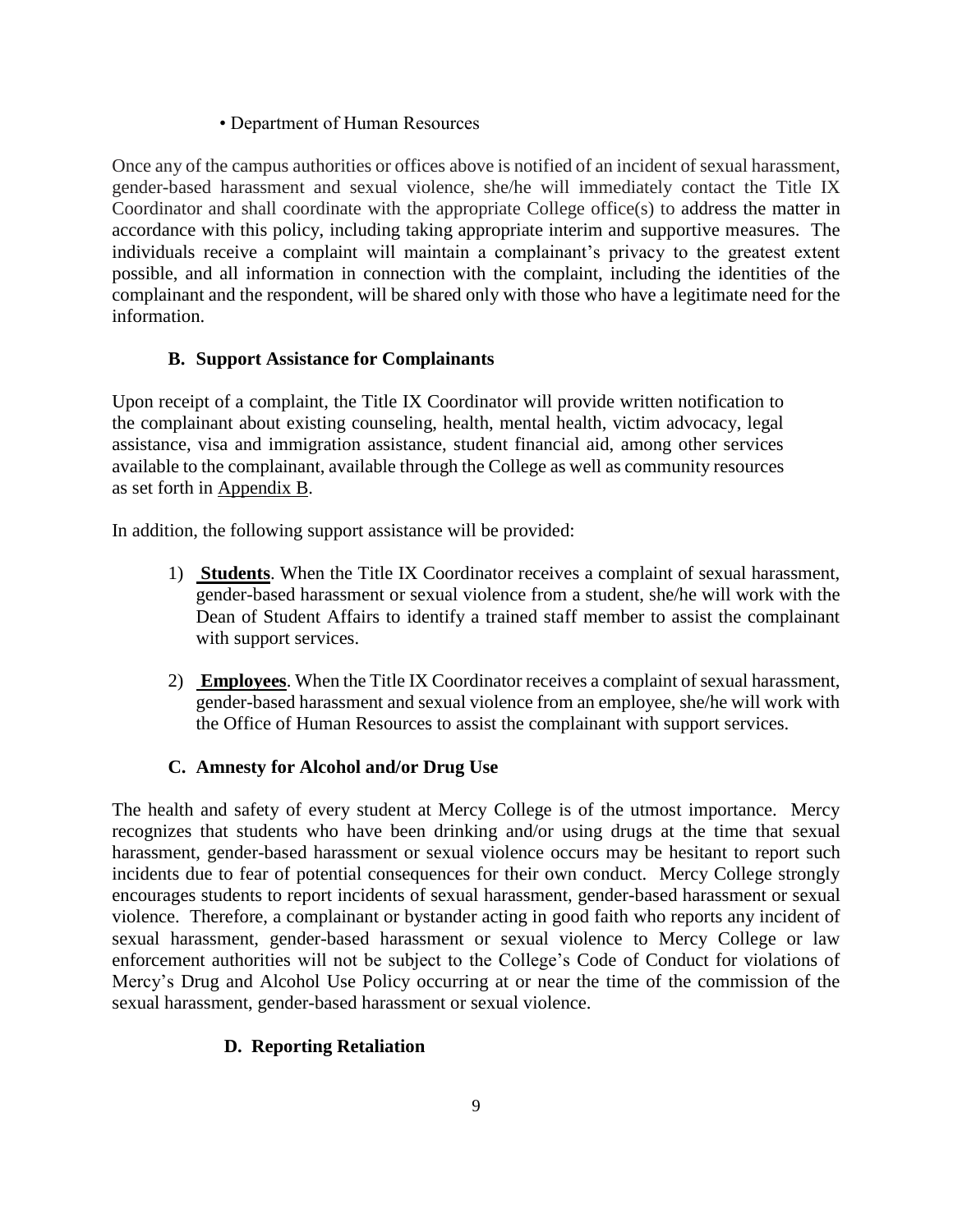• Department of Human Resources

Once any of the campus authorities or offices above is notified of an incident of sexual harassment, gender-based harassment and sexual violence, she/he will immediately contact the Title IX Coordinator and shall coordinate with the appropriate College office(s) to address the matter in accordance with this policy, including taking appropriate interim and supportive measures. The individuals receive a complaint will maintain a complainant's privacy to the greatest extent possible, and all information in connection with the complaint, including the identities of the complainant and the respondent, will be shared only with those who have a legitimate need for the information.

### B. Support Assistance for Complainants

Upon receipt of a complaint, the Title IX Coordinator will provide written notification to the complainant about existing counseling, health, mental health, victim advocacy, legal assistance, visa and immigration assistance, student financial aid, among other services available to the complainant, available through the College as well as community resources as set forth in Appendix B.

In addition, the following support assistance will be provided:

1) **Students**. When the Title IX Coordinator receives a complaint of sexual harassment, gender-based harassment or sexual violence from a student, she/he will work with the Dean of Student Affairs to identify a trained staff member to assist the complainant with support services.

2) **Employees**. When the Title IX Coordinator receives a complaint of sexual harassment, gender-based harassment and sexual violence from an employee, she/he will work with the Office of Human Resources to assist the complainant with support services.

### C. Amnesty for Alcohol and/or Drug Use

The health and safety of every student at Mercy College is of the utmost importance. Mercy recognizes that students who have been drinking and/or using drugs at the time that sexual harassment, gender-based harassment or sexual violence occurs may be hesitant to report such incidents due to fear of potential consequences for their own conduct. Mercy College strongly encourages students to report incidents of sexual harassment, gender-based harassment or sexual violence. Therefore, a complainant or bystander acting in good faith who reports any incident of sexual harassment, gender-based harassment or sexual violence to Mercy College or law enforcement authorities will not be subject to the College's Code of Conduct for violations of Mercy's Drug and Alcohol Use Policy occurring at or near the time of the commission of the sexual harassment, gender-based harassment or sexual violence.

### D. Reporting Retaliation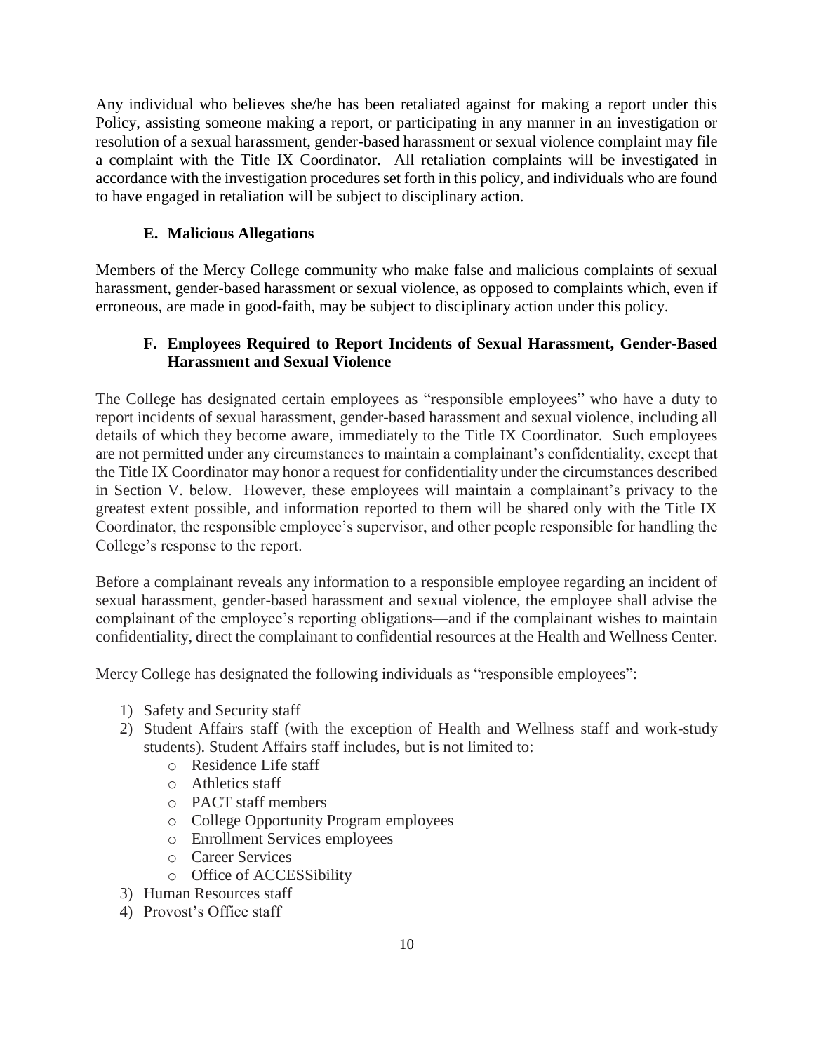Any individual who believes she/he has been retaliated against for making a report under this Policy, assisting someone making a report, or participating in any manner in an investigation or resolution of a sexual harassment, gender-based harassment or sexual violence complaint may file a complaint with the Title IX Coordinator. All retaliation complaints will be investigated in accordance with the investigation procedures set forth in this policy, and individuals who are found to have engaged in retaliation will be subject to disciplinary action.

### E. Malicious Allegations

Members of the Mercy College community who make false and malicious complaints of sexual harassment, gender-based harassment or sexual violence, as opposed to complaints which, even if erroneous, are made in good-faith, may be subject to disciplinary action under this policy.

### F. Employees Required to Report Incidents of Sexual Harassment, Gender-Based Harassment and Sexual Violence

The College has designated certain employees as "responsible employees" who have a duty to report incidents of sexual harassment, gender-based harassment and sexual violence, including all details of which they become aware, immediately to the Title IX Coordinator. Such employees are not permitted under any circumstances to maintain a complainant's confidentiality, except that the Title IX Coordinator may honor a request for confidentiality under the circumstances described in Section V. below. However, these employees will maintain a complainant's privacy to the greatest extent possible, and information reported to them will be shared only with the Title IX Coordinator, the responsible employee's supervisor, and other people responsible for handling the College's response to the report.

Before a complainant reveals any information to a responsible employee regarding an incident of sexual harassment, gender-based harassment and sexual violence, the employee shall advise the complainant of the employee's reporting obligations—and if the complainant wishes to maintain confidentiality, direct the complainant to confidential resources at the Health and Wellness Center.

Mercy College has designated the following individuals as "responsible employees":

1) Safety and Security staff
2) Student Affairs staff (with the exception of Health and Wellness staff and work-study students). Student Affairs staff includes, but is not limited to:
    - Residence Life staff
    - Athletics staff
    - PACT staff members
    - College Opportunity Program employees
    - Enrollment Services employees
    - Career Services
    - Office of ACCESSibility
3) Human Resources staff
4) Provost's Office staff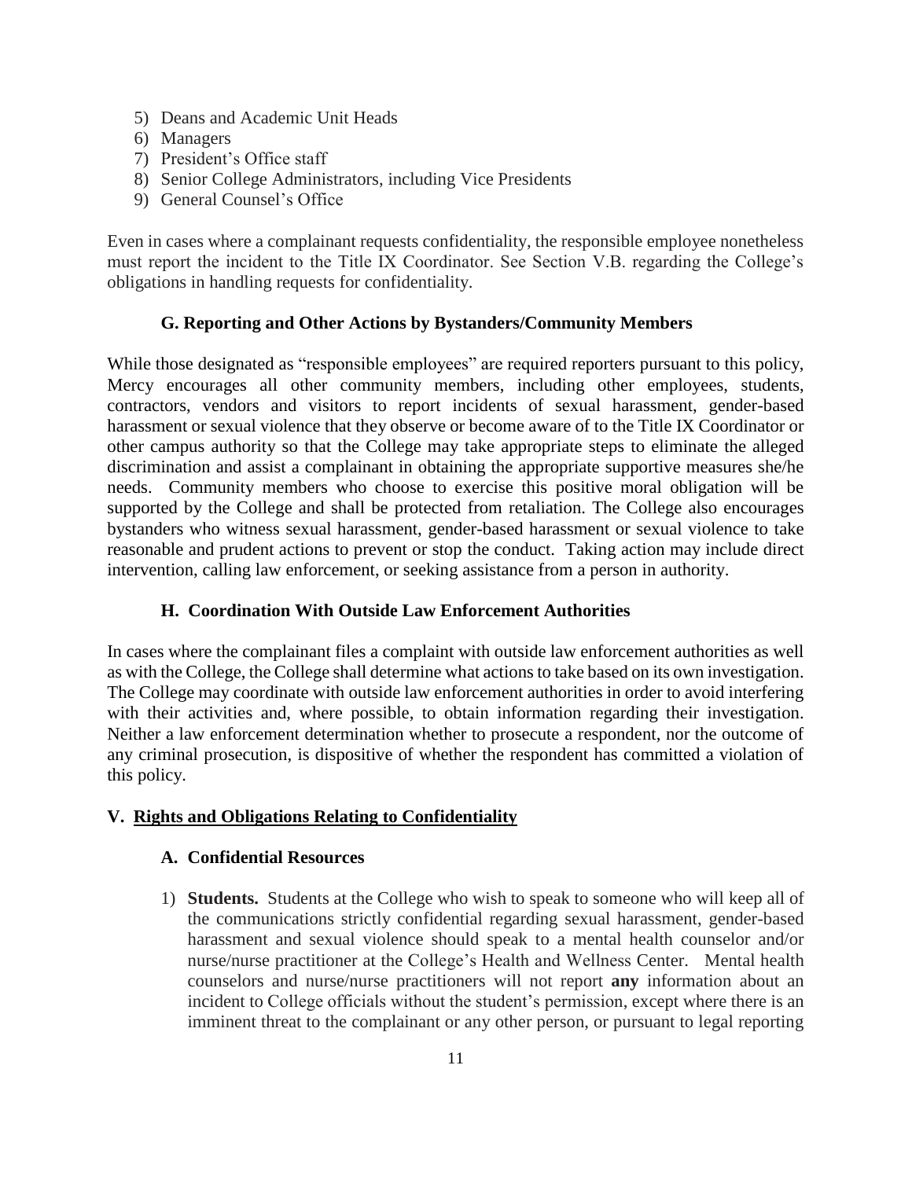5) Deans and Academic Unit Heads
6) Managers
7) President's Office staff
8) Senior College Administrators, including Vice Presidents
9) General Counsel's Office

Even in cases where a complainant requests confidentiality, the responsible employee nonetheless must report the incident to the Title IX Coordinator. See Section V.B. regarding the College's obligations in handling requests for confidentiality.

### G. Reporting and Other Actions by Bystanders/Community Members

While those designated as "responsible employees" are required reporters pursuant to this policy, Mercy encourages all other community members, including other employees, students, contractors, vendors and visitors to report incidents of sexual harassment, gender-based harassment or sexual violence that they observe or become aware of to the Title IX Coordinator or other campus authority so that the College may take appropriate steps to eliminate the alleged discrimination and assist a complainant in obtaining the appropriate supportive measures she/he needs. Community members who choose to exercise this positive moral obligation will be supported by the College and shall be protected from retaliation. The College also encourages bystanders who witness sexual harassment, gender-based harassment or sexual violence to take reasonable and prudent actions to prevent or stop the conduct. Taking action may include direct intervention, calling law enforcement, or seeking assistance from a person in authority.

### H. Coordination With Outside Law Enforcement Authorities

In cases where the complainant files a complaint with outside law enforcement authorities as well as with the College, the College shall determine what actions to take based on its own investigation. The College may coordinate with outside law enforcement authorities in order to avoid interfering with their activities and, where possible, to obtain information regarding their investigation. Neither a law enforcement determination whether to prosecute a respondent, nor the outcome of any criminal prosecution, is dispositive of whether the respondent has committed a violation of this policy.

## V. <u>Rights and Obligations Relating to Confidentiality</u>

### A. Confidential Resources

1) **Students.** Students at the College who wish to speak to someone who will keep all of the communications strictly confidential regarding sexual harassment, gender-based harassment and sexual violence should speak to a mental health counselor and/or nurse/nurse practitioner at the College's Health and Wellness Center. Mental health counselors and nurse/nurse practitioners will not report **any** information about an incident to College officials without the student's permission, except where there is an imminent threat to the complainant or any other person, or pursuant to legal reporting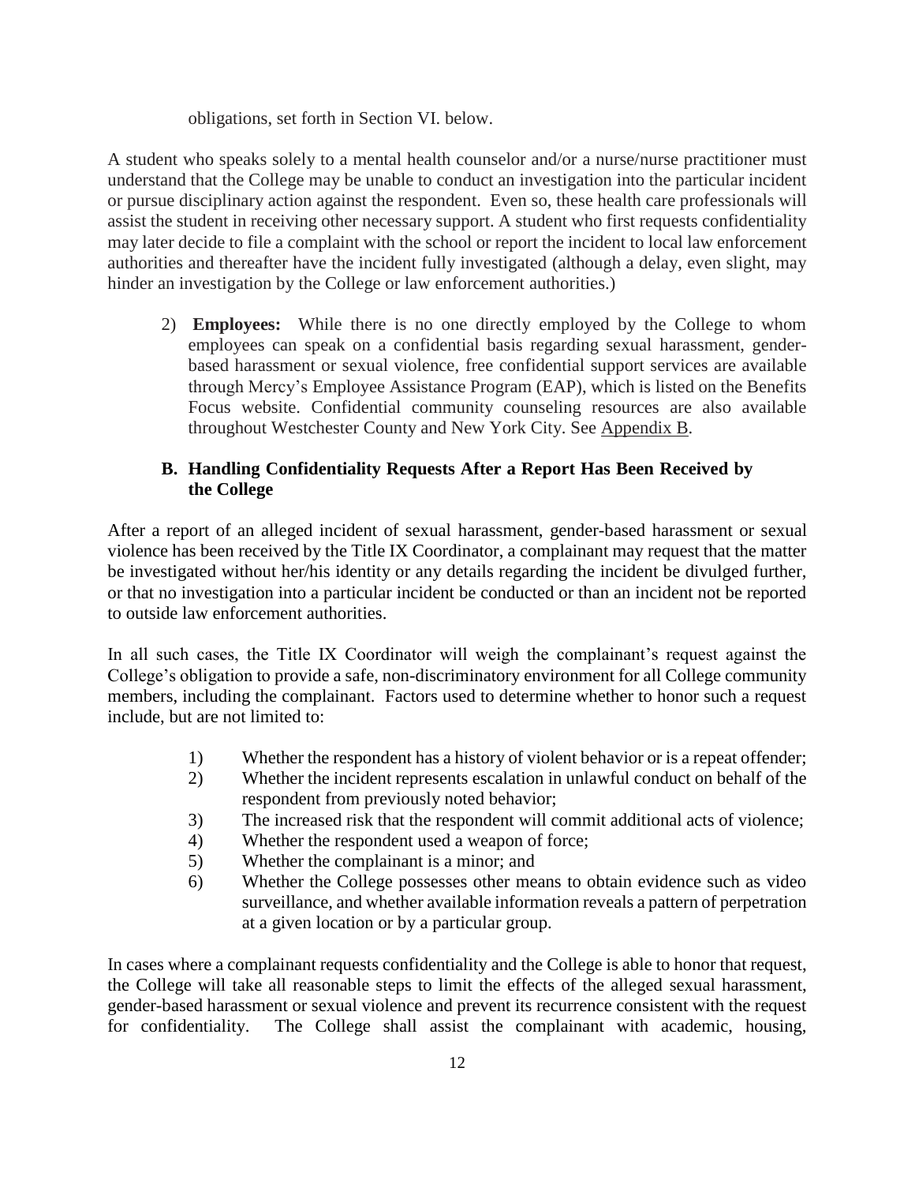obligations, set forth in Section VI. below.

A student who speaks solely to a mental health counselor and/or a nurse/nurse practitioner must understand that the College may be unable to conduct an investigation into the particular incident or pursue disciplinary action against the respondent. Even so, these health care professionals will assist the student in receiving other necessary support. A student who first requests confidentiality may later decide to file a complaint with the school or report the incident to local law enforcement authorities and thereafter have the incident fully investigated (although a delay, even slight, may hinder an investigation by the College or law enforcement authorities.)

2) **Employees:** While there is no one directly employed by the College to whom employees can speak on a confidential basis regarding sexual harassment, gender-based harassment or sexual violence, free confidential support services are available through Mercy's Employee Assistance Program (EAP), which is listed on the Benefits Focus website. Confidential community counseling resources are also available throughout Westchester County and New York City. See Appendix B.

### B. Handling Confidentiality Requests After a Report Has Been Received by the College

After a report of an alleged incident of sexual harassment, gender-based harassment or sexual violence has been received by the Title IX Coordinator, a complainant may request that the matter be investigated without her/his identity or any details regarding the incident be divulged further, or that no investigation into a particular incident be conducted or than an incident not be reported to outside law enforcement authorities.

In all such cases, the Title IX Coordinator will weigh the complainant's request against the College's obligation to provide a safe, non-discriminatory environment for all College community members, including the complainant. Factors used to determine whether to honor such a request include, but are not limited to:

1) Whether the respondent has a history of violent behavior or is a repeat offender;
2) Whether the incident represents escalation in unlawful conduct on behalf of the respondent from previously noted behavior;
3) The increased risk that the respondent will commit additional acts of violence;
4) Whether the respondent used a weapon of force;
5) Whether the complainant is a minor; and
6) Whether the College possesses other means to obtain evidence such as video surveillance, and whether available information reveals a pattern of perpetration at a given location or by a particular group.

In cases where a complainant requests confidentiality and the College is able to honor that request, the College will take all reasonable steps to limit the effects of the alleged sexual harassment, gender-based harassment or sexual violence and prevent its recurrence consistent with the request for confidentiality. The College shall assist the complainant with academic, housing,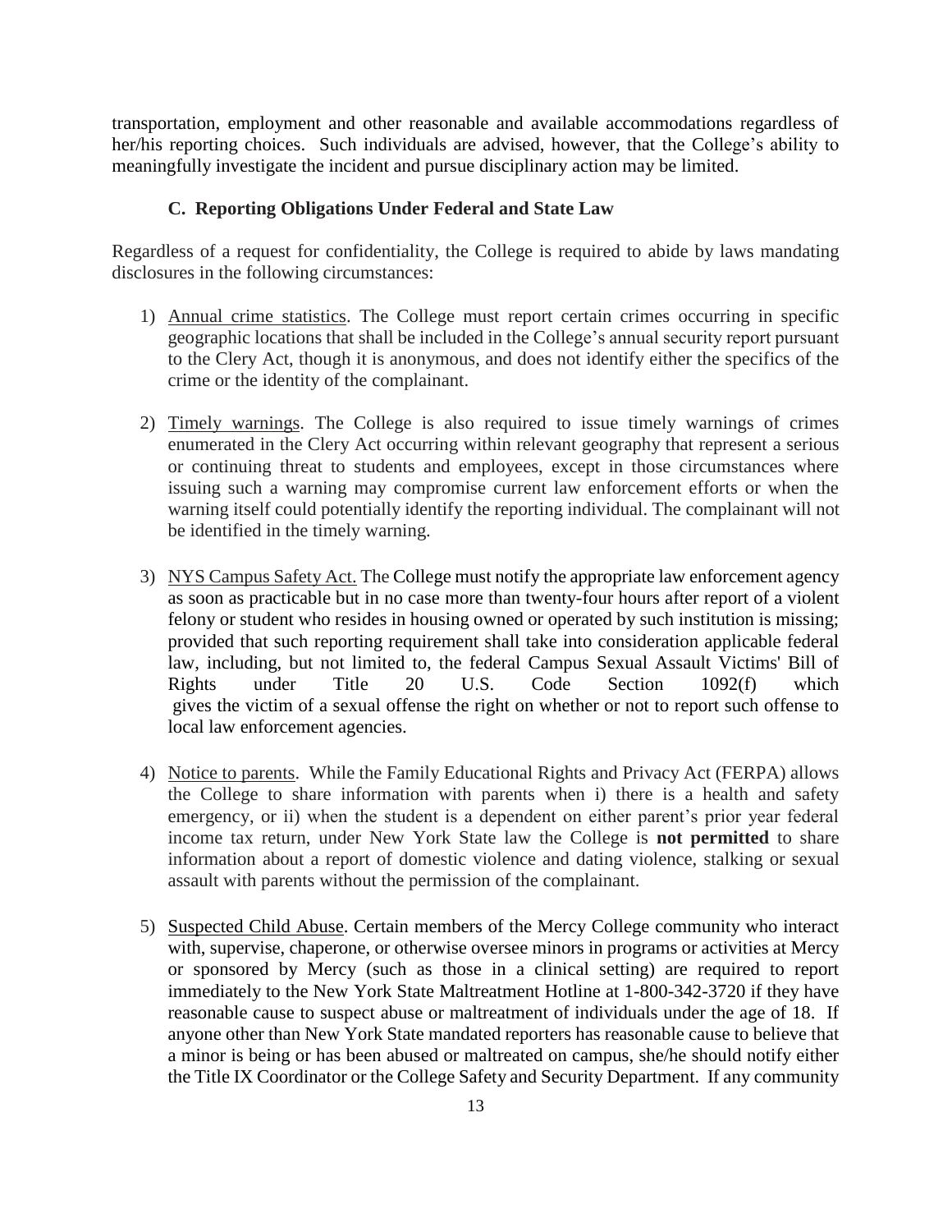transportation, employment and other reasonable and available accommodations regardless of her/his reporting choices. Such individuals are advised, however, that the College's ability to meaningfully investigate the incident and pursue disciplinary action may be limited.

### C. Reporting Obligations Under Federal and State Law

Regardless of a request for confidentiality, the College is required to abide by laws mandating disclosures in the following circumstances:

1) Annual crime statistics. The College must report certain crimes occurring in specific geographic locations that shall be included in the College's annual security report pursuant to the Clery Act, though it is anonymous, and does not identify either the specifics of the crime or the identity of the complainant.

2) Timely warnings. The College is also required to issue timely warnings of crimes enumerated in the Clery Act occurring within relevant geography that represent a serious or continuing threat to students and employees, except in those circumstances where issuing such a warning may compromise current law enforcement efforts or when the warning itself could potentially identify the reporting individual. The complainant will not be identified in the timely warning.

3) NYS Campus Safety Act. The College must notify the appropriate law enforcement agency as soon as practicable but in no case more than twenty-four hours after report of a violent felony or student who resides in housing owned or operated by such institution is missing; provided that such reporting requirement shall take into consideration applicable federal law, including, but not limited to, the federal Campus Sexual Assault Victims' Bill of Rights under Title 20 U.S. Code Section 1092(f) which gives the victim of a sexual offense the right on whether or not to report such offense to local law enforcement agencies.

4) Notice to parents. While the Family Educational Rights and Privacy Act (FERPA) allows the College to share information with parents when i) there is a health and safety emergency, or ii) when the student is a dependent on either parent's prior year federal income tax return, under New York State law the College is **not permitted** to share information about a report of domestic violence and dating violence, stalking or sexual assault with parents without the permission of the complainant.

5) Suspected Child Abuse. Certain members of the Mercy College community who interact with, supervise, chaperone, or otherwise oversee minors in programs or activities at Mercy or sponsored by Mercy (such as those in a clinical setting) are required to report immediately to the New York State Maltreatment Hotline at 1-800-342-3720 if they have reasonable cause to suspect abuse or maltreatment of individuals under the age of 18. If anyone other than New York State mandated reporters has reasonable cause to believe that a minor is being or has been abused or maltreated on campus, she/he should notify either the Title IX Coordinator or the College Safety and Security Department. If any community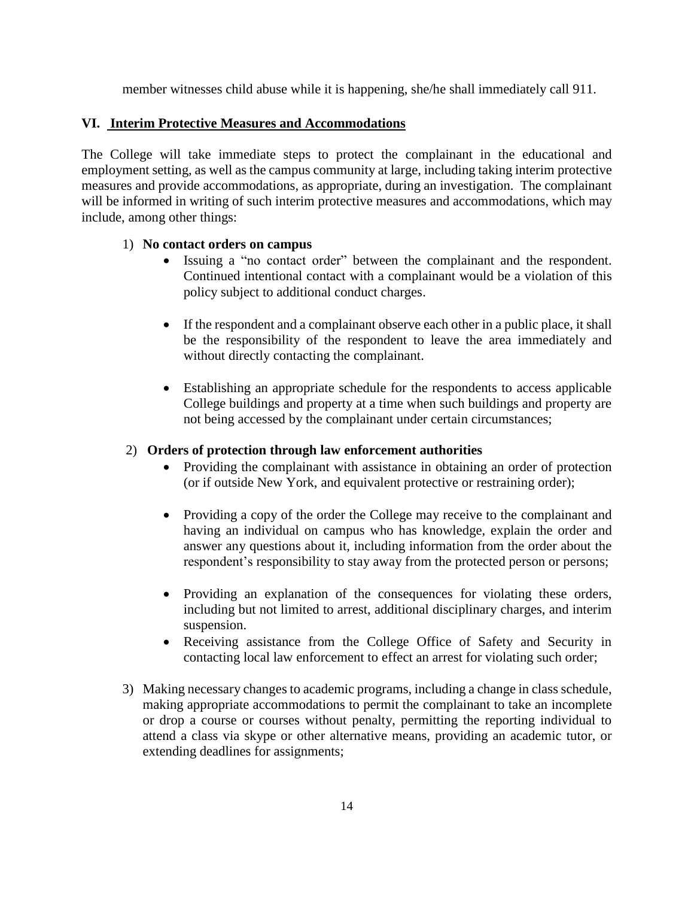member witnesses child abuse while it is happening, she/he shall immediately call 911.

## VI. Interim Protective Measures and Accommodations

The College will take immediate steps to protect the complainant in the educational and employment setting, as well as the campus community at large, including taking interim protective measures and provide accommodations, as appropriate, during an investigation. The complainant will be informed in writing of such interim protective measures and accommodations, which may include, among other things:

1) **No contact orders on campus**
   - Issuing a "no contact order" between the complainant and the respondent. Continued intentional contact with a complainant would be a violation of this policy subject to additional conduct charges.
   - If the respondent and a complainant observe each other in a public place, it shall be the responsibility of the respondent to leave the area immediately and without directly contacting the complainant.
   - Establishing an appropriate schedule for the respondents to access applicable College buildings and property at a time when such buildings and property are not being accessed by the complainant under certain circumstances;

2) **Orders of protection through law enforcement authorities**
   - Providing the complainant with assistance in obtaining an order of protection (or if outside New York, and equivalent protective or restraining order);
   - Providing a copy of the order the College may receive to the complainant and having an individual on campus who has knowledge, explain the order and answer any questions about it, including information from the order about the respondent's responsibility to stay away from the protected person or persons;
   - Providing an explanation of the consequences for violating these orders, including but not limited to arrest, additional disciplinary charges, and interim suspension.
   - Receiving assistance from the College Office of Safety and Security in contacting local law enforcement to effect an arrest for violating such order;

3) Making necessary changes to academic programs, including a change in class schedule, making appropriate accommodations to permit the complainant to take an incomplete or drop a course or courses without penalty, permitting the reporting individual to attend a class via skype or other alternative means, providing an academic tutor, or extending deadlines for assignments;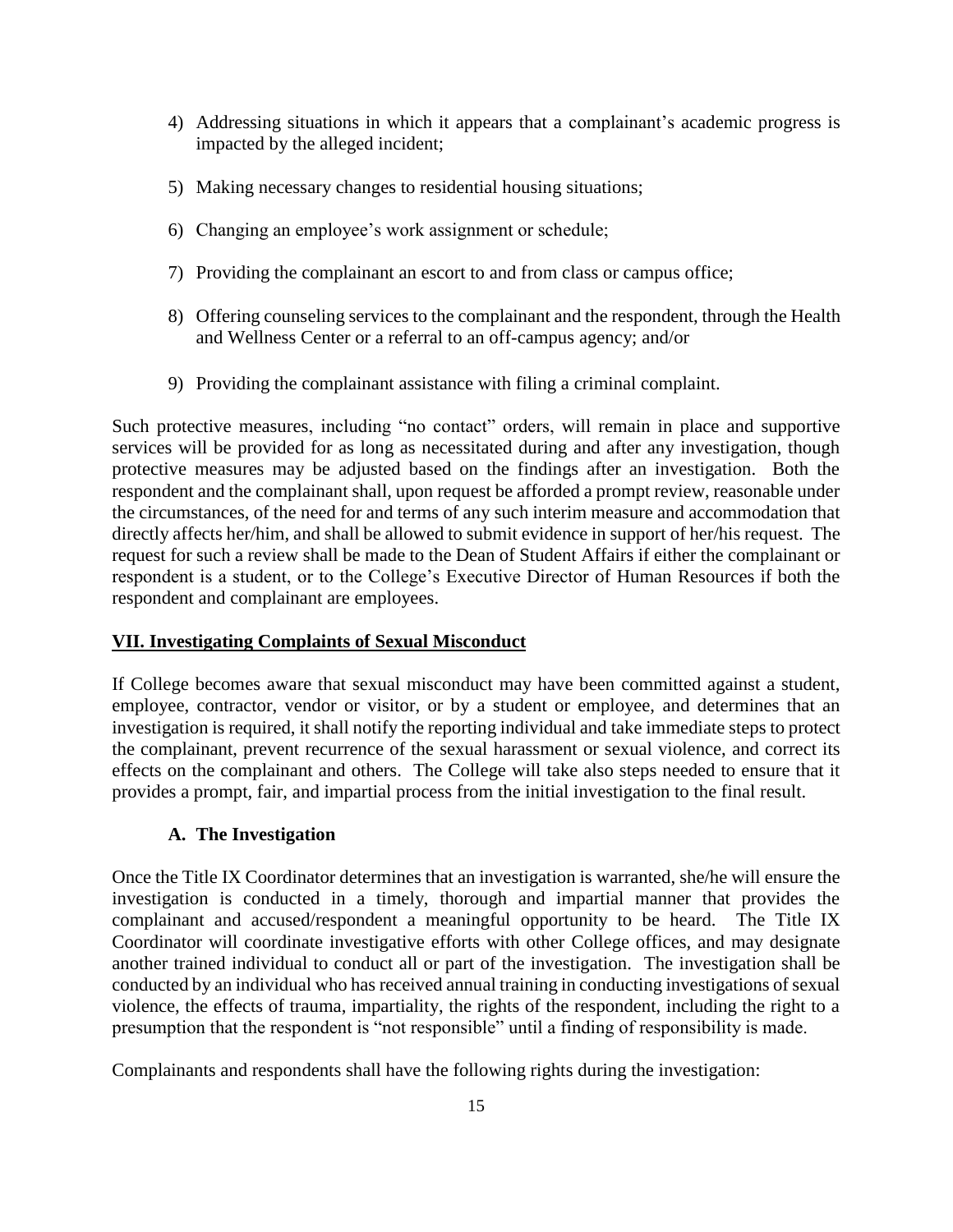4) Addressing situations in which it appears that a complainant's academic progress is impacted by the alleged incident;

5) Making necessary changes to residential housing situations;

6) Changing an employee's work assignment or schedule;

7) Providing the complainant an escort to and from class or campus office;

8) Offering counseling services to the complainant and the respondent, through the Health and Wellness Center or a referral to an off-campus agency; and/or

9) Providing the complainant assistance with filing a criminal complaint.

Such protective measures, including "no contact" orders, will remain in place and supportive services will be provided for as long as necessitated during and after any investigation, though protective measures may be adjusted based on the findings after an investigation. Both the respondent and the complainant shall, upon request be afforded a prompt review, reasonable under the circumstances, of the need for and terms of any such interim measure and accommodation that directly affects her/him, and shall be allowed to submit evidence in support of her/his request. The request for such a review shall be made to the Dean of Student Affairs if either the complainant or respondent is a student, or to the College's Executive Director of Human Resources if both the respondent and complainant are employees.

## **VII. Investigating Complaints of Sexual Misconduct**

If College becomes aware that sexual misconduct may have been committed against a student, employee, contractor, vendor or visitor, or by a student or employee, and determines that an investigation is required, it shall notify the reporting individual and take immediate steps to protect the complainant, prevent recurrence of the sexual harassment or sexual violence, and correct its effects on the complainant and others. The College will take also steps needed to ensure that it provides a prompt, fair, and impartial process from the initial investigation to the final result.

### **A. The Investigation**

Once the Title IX Coordinator determines that an investigation is warranted, she/he will ensure the investigation is conducted in a timely, thorough and impartial manner that provides the complainant and accused/respondent a meaningful opportunity to be heard. The Title IX Coordinator will coordinate investigative efforts with other College offices, and may designate another trained individual to conduct all or part of the investigation. The investigation shall be conducted by an individual who has received annual training in conducting investigations of sexual violence, the effects of trauma, impartiality, the rights of the respondent, including the right to a presumption that the respondent is "not responsible" until a finding of responsibility is made.

Complainants and respondents shall have the following rights during the investigation: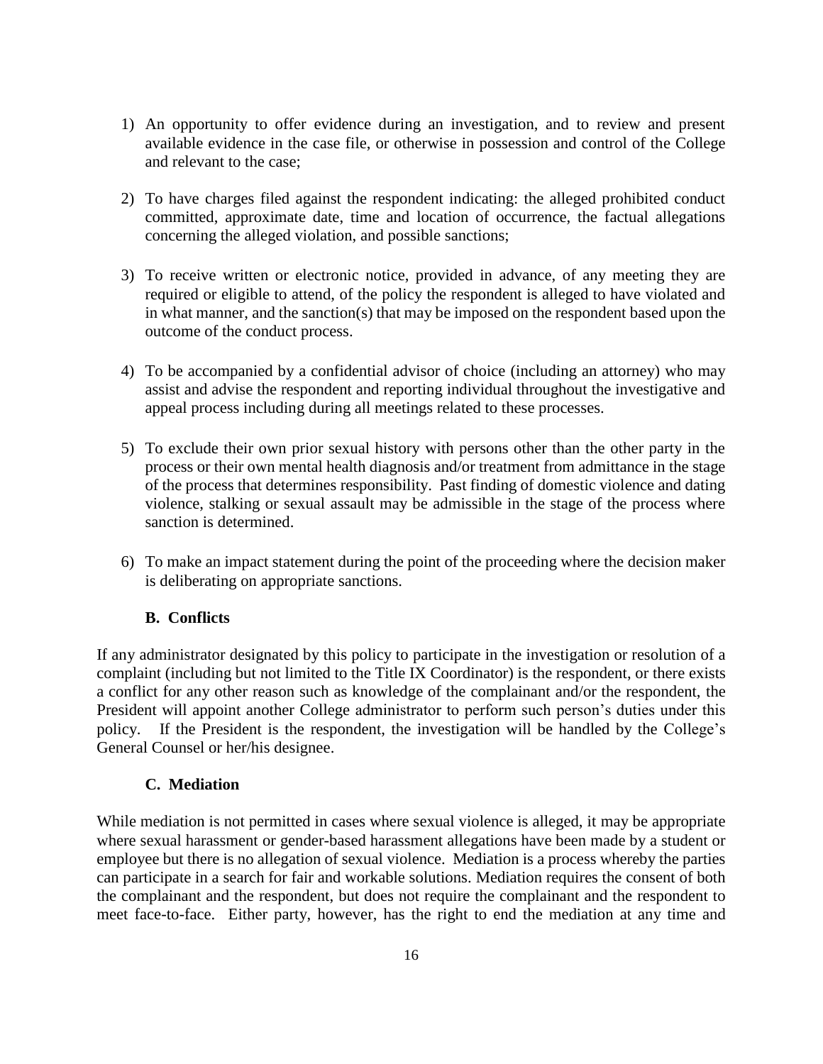1) An opportunity to offer evidence during an investigation, and to review and present available evidence in the case file, or otherwise in possession and control of the College and relevant to the case;

2) To have charges filed against the respondent indicating: the alleged prohibited conduct committed, approximate date, time and location of occurrence, the factual allegations concerning the alleged violation, and possible sanctions;

3) To receive written or electronic notice, provided in advance, of any meeting they are required or eligible to attend, of the policy the respondent is alleged to have violated and in what manner, and the sanction(s) that may be imposed on the respondent based upon the outcome of the conduct process.

4) To be accompanied by a confidential advisor of choice (including an attorney) who may assist and advise the respondent and reporting individual throughout the investigative and appeal process including during all meetings related to these processes.

5) To exclude their own prior sexual history with persons other than the other party in the process or their own mental health diagnosis and/or treatment from admittance in the stage of the process that determines responsibility. Past finding of domestic violence and dating violence, stalking or sexual assault may be admissible in the stage of the process where sanction is determined.

6) To make an impact statement during the point of the proceeding where the decision maker is deliberating on appropriate sanctions.

### B. Conflicts

If any administrator designated by this policy to participate in the investigation or resolution of a complaint (including but not limited to the Title IX Coordinator) is the respondent, or there exists a conflict for any other reason such as knowledge of the complainant and/or the respondent, the President will appoint another College administrator to perform such person's duties under this policy. If the President is the respondent, the investigation will be handled by the College's General Counsel or her/his designee.

### C. Mediation

While mediation is not permitted in cases where sexual violence is alleged, it may be appropriate where sexual harassment or gender-based harassment allegations have been made by a student or employee but there is no allegation of sexual violence. Mediation is a process whereby the parties can participate in a search for fair and workable solutions. Mediation requires the consent of both the complainant and the respondent, but does not require the complainant and the respondent to meet face-to-face. Either party, however, has the right to end the mediation at any time and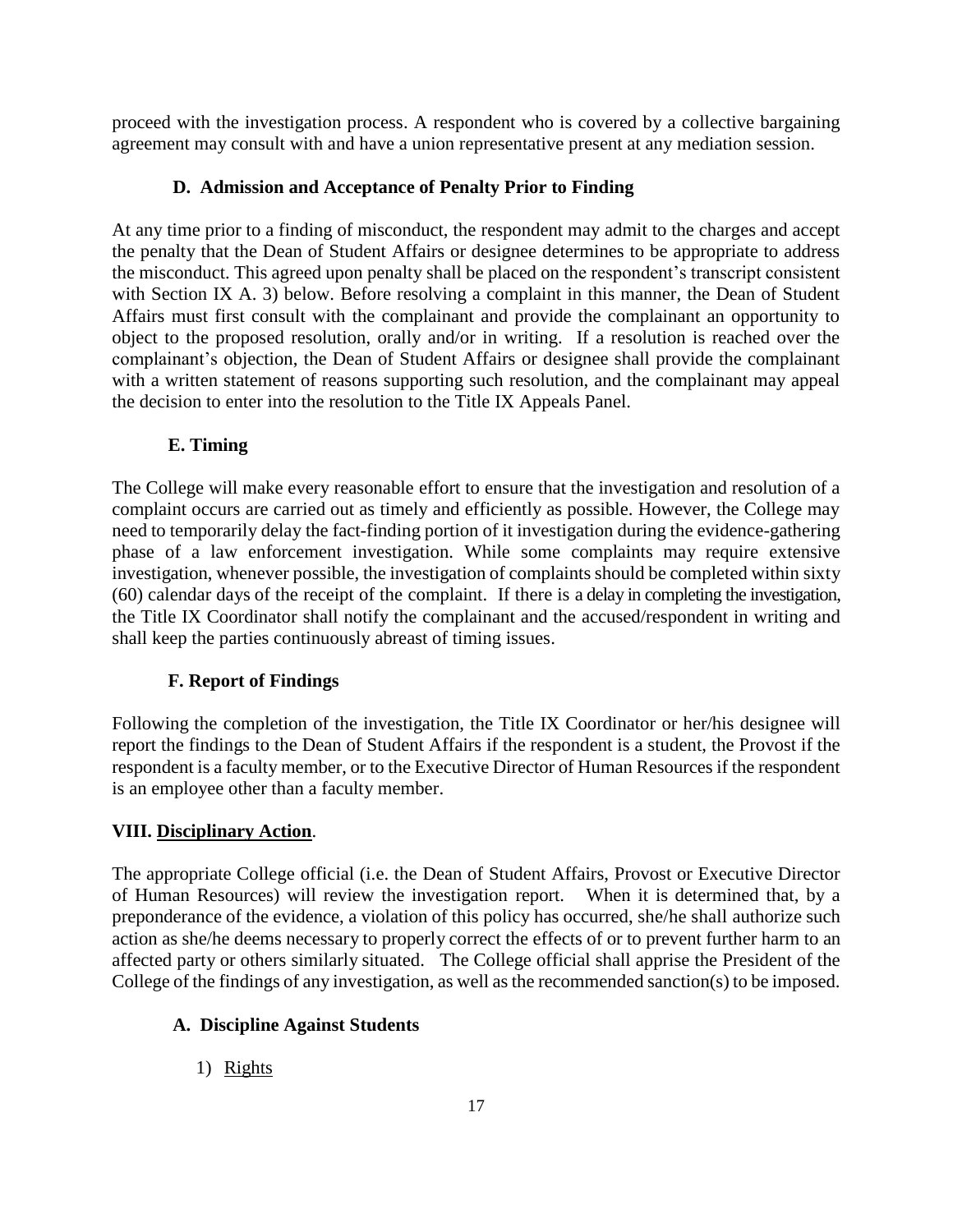proceed with the investigation process. A respondent who is covered by a collective bargaining agreement may consult with and have a union representative present at any mediation session.

### D. Admission and Acceptance of Penalty Prior to Finding

At any time prior to a finding of misconduct, the respondent may admit to the charges and accept the penalty that the Dean of Student Affairs or designee determines to be appropriate to address the misconduct. This agreed upon penalty shall be placed on the respondent's transcript consistent with Section IX A. 3) below. Before resolving a complaint in this manner, the Dean of Student Affairs must first consult with the complainant and provide the complainant an opportunity to object to the proposed resolution, orally and/or in writing. If a resolution is reached over the complainant's objection, the Dean of Student Affairs or designee shall provide the complainant with a written statement of reasons supporting such resolution, and the complainant may appeal the decision to enter into the resolution to the Title IX Appeals Panel.

### E. Timing

The College will make every reasonable effort to ensure that the investigation and resolution of a complaint occurs are carried out as timely and efficiently as possible. However, the College may need to temporarily delay the fact-finding portion of it investigation during the evidence-gathering phase of a law enforcement investigation. While some complaints may require extensive investigation, whenever possible, the investigation of complaints should be completed within sixty (60) calendar days of the receipt of the complaint. If there is a delay in completing the investigation, the Title IX Coordinator shall notify the complainant and the accused/respondent in writing and shall keep the parties continuously abreast of timing issues.

### F. Report of Findings

Following the completion of the investigation, the Title IX Coordinator or her/his designee will report the findings to the Dean of Student Affairs if the respondent is a student, the Provost if the respondent is a faculty member, or to the Executive Director of Human Resources if the respondent is an employee other than a faculty member.

## VIII. Disciplinary Action.

The appropriate College official (i.e. the Dean of Student Affairs, Provost or Executive Director of Human Resources) will review the investigation report. When it is determined that, by a preponderance of the evidence, a violation of this policy has occurred, she/he shall authorize such action as she/he deems necessary to properly correct the effects of or to prevent further harm to an affected party or others similarly situated. The College official shall apprise the President of the College of the findings of any investigation, as well as the recommended sanction(s) to be imposed.

### A. Discipline Against Students

1) Rights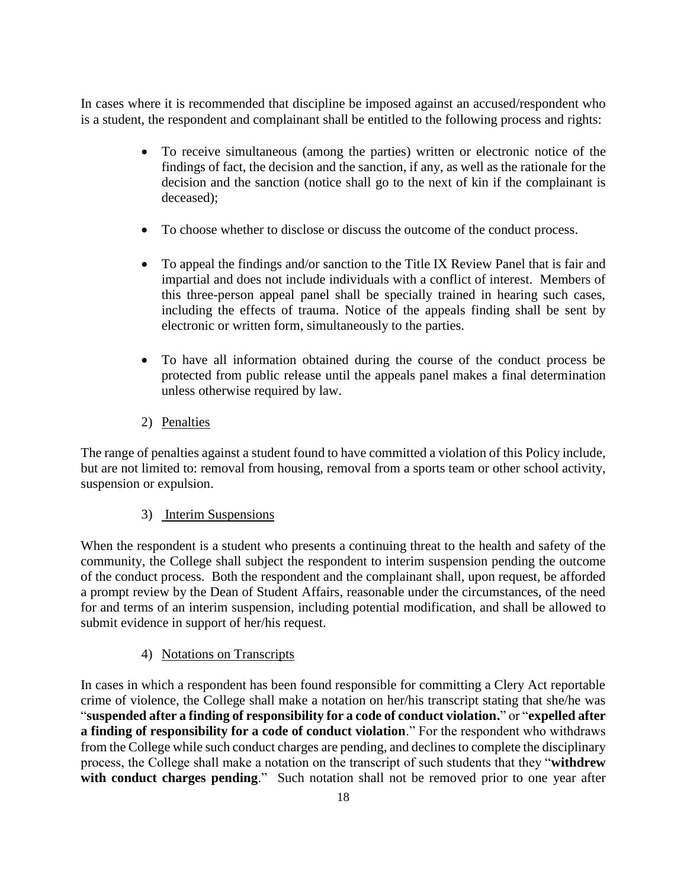In cases where it is recommended that discipline be imposed against an accused/respondent who is a student, the respondent and complainant shall be entitled to the following process and rights:

- To receive simultaneous (among the parties) written or electronic notice of the findings of fact, the decision and the sanction, if any, as well as the rationale for the decision and the sanction (notice shall go to the next of kin if the complainant is deceased);
- To choose whether to disclose or discuss the outcome of the conduct process.
- To appeal the findings and/or sanction to the Title IX Review Panel that is fair and impartial and does not include individuals with a conflict of interest. Members of this three-person appeal panel shall be specially trained in hearing such cases, including the effects of trauma. Notice of the appeals finding shall be sent by electronic or written form, simultaneously to the parties.
- To have all information obtained during the course of the conduct process be protected from public release until the appeals panel makes a final determination unless otherwise required by law.

2) <u>Penalties</u>

The range of penalties against a student found to have committed a violation of this Policy include, but are not limited to: removal from housing, removal from a sports team or other school activity, suspension or expulsion.

3) <u>Interim Suspensions</u>

When the respondent is a student who presents a continuing threat to the health and safety of the community, the College shall subject the respondent to interim suspension pending the outcome of the conduct process. Both the respondent and the complainant shall, upon request, be afforded a prompt review by the Dean of Student Affairs, reasonable under the circumstances, of the need for and terms of an interim suspension, including potential modification, and shall be allowed to submit evidence in support of her/his request.

4) <u>Notations on Transcripts</u>

In cases in which a respondent has been found responsible for committing a Clery Act reportable crime of violence, the College shall make a notation on her/his transcript stating that she/he was "**suspended after a finding of responsibility for a code of conduct violation.**" or "**expelled after a finding of responsibility for a code of conduct violation**." For the respondent who withdraws from the College while such conduct charges are pending, and declines to complete the disciplinary process, the College shall make a notation on the transcript of such students that they "**withdrew with conduct charges pending**." Such notation shall not be removed prior to one year after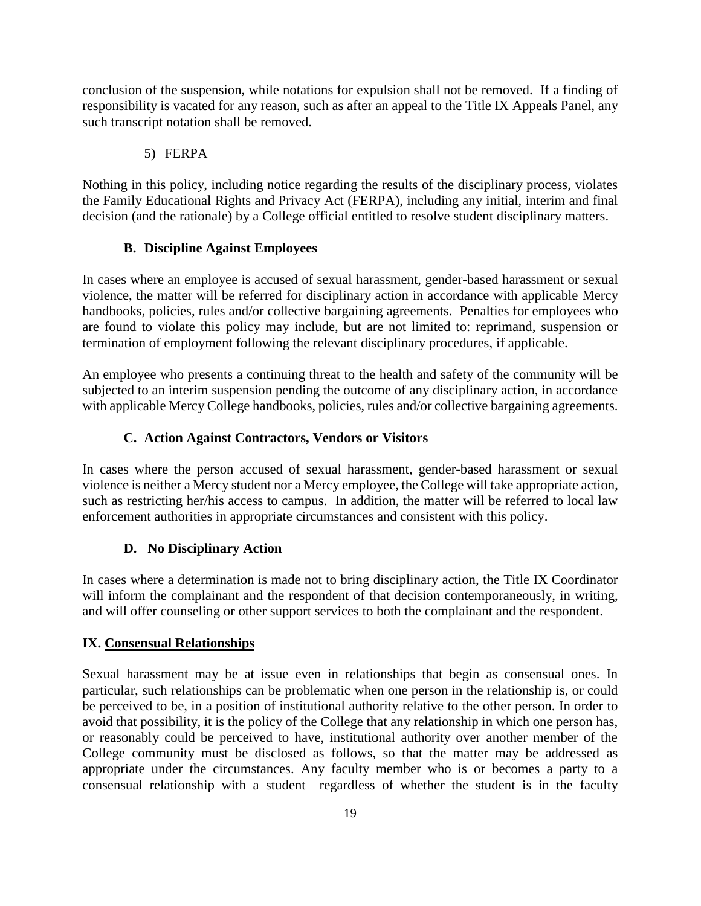conclusion of the suspension, while notations for expulsion shall not be removed. If a finding of responsibility is vacated for any reason, such as after an appeal to the Title IX Appeals Panel, any such transcript notation shall be removed.

5) FERPA

Nothing in this policy, including notice regarding the results of the disciplinary process, violates the Family Educational Rights and Privacy Act (FERPA), including any initial, interim and final decision (and the rationale) by a College official entitled to resolve student disciplinary matters.

### B. Discipline Against Employees

In cases where an employee is accused of sexual harassment, gender-based harassment or sexual violence, the matter will be referred for disciplinary action in accordance with applicable Mercy handbooks, policies, rules and/or collective bargaining agreements. Penalties for employees who are found to violate this policy may include, but are not limited to: reprimand, suspension or termination of employment following the relevant disciplinary procedures, if applicable.

An employee who presents a continuing threat to the health and safety of the community will be subjected to an interim suspension pending the outcome of any disciplinary action, in accordance with applicable Mercy College handbooks, policies, rules and/or collective bargaining agreements.

### C. Action Against Contractors, Vendors or Visitors

In cases where the person accused of sexual harassment, gender-based harassment or sexual violence is neither a Mercy student nor a Mercy employee, the College will take appropriate action, such as restricting her/his access to campus. In addition, the matter will be referred to local law enforcement authorities in appropriate circumstances and consistent with this policy.

### D. No Disciplinary Action

In cases where a determination is made not to bring disciplinary action, the Title IX Coordinator will inform the complainant and the respondent of that decision contemporaneously, in writing, and will offer counseling or other support services to both the complainant and the respondent.

## IX. Consensual Relationships

Sexual harassment may be at issue even in relationships that begin as consensual ones. In particular, such relationships can be problematic when one person in the relationship is, or could be perceived to be, in a position of institutional authority relative to the other person. In order to avoid that possibility, it is the policy of the College that any relationship in which one person has, or reasonably could be perceived to have, institutional authority over another member of the College community must be disclosed as follows, so that the matter may be addressed as appropriate under the circumstances. Any faculty member who is or becomes a party to a consensual relationship with a student—regardless of whether the student is in the faculty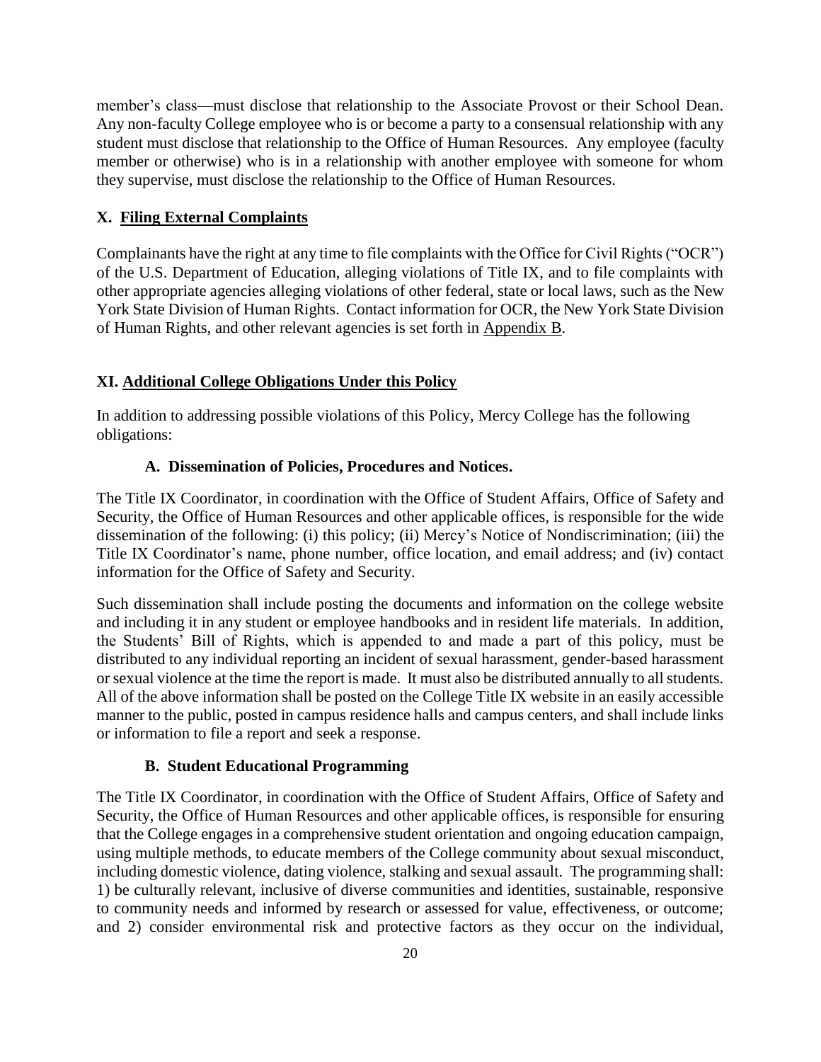member's class—must disclose that relationship to the Associate Provost or their School Dean. Any non-faculty College employee who is or become a party to a consensual relationship with any student must disclose that relationship to the Office of Human Resources. Any employee (faculty member or otherwise) who is in a relationship with another employee with someone for whom they supervise, must disclose the relationship to the Office of Human Resources.

## X. Filing External Complaints

Complainants have the right at any time to file complaints with the Office for Civil Rights ("OCR") of the U.S. Department of Education, alleging violations of Title IX, and to file complaints with other appropriate agencies alleging violations of other federal, state or local laws, such as the New York State Division of Human Rights. Contact information for OCR, the New York State Division of Human Rights, and other relevant agencies is set forth in Appendix B.

## XI. Additional College Obligations Under this Policy

In addition to addressing possible violations of this Policy, Mercy College has the following obligations:

### A. Dissemination of Policies, Procedures and Notices.

The Title IX Coordinator, in coordination with the Office of Student Affairs, Office of Safety and Security, the Office of Human Resources and other applicable offices, is responsible for the wide dissemination of the following: (i) this policy; (ii) Mercy's Notice of Nondiscrimination; (iii) the Title IX Coordinator's name, phone number, office location, and email address; and (iv) contact information for the Office of Safety and Security.

Such dissemination shall include posting the documents and information on the college website and including it in any student or employee handbooks and in resident life materials. In addition, the Students' Bill of Rights, which is appended to and made a part of this policy, must be distributed to any individual reporting an incident of sexual harassment, gender-based harassment or sexual violence at the time the report is made. It must also be distributed annually to all students. All of the above information shall be posted on the College Title IX website in an easily accessible manner to the public, posted in campus residence halls and campus centers, and shall include links or information to file a report and seek a response.

### B. Student Educational Programming

The Title IX Coordinator, in coordination with the Office of Student Affairs, Office of Safety and Security, the Office of Human Resources and other applicable offices, is responsible for ensuring that the College engages in a comprehensive student orientation and ongoing education campaign, using multiple methods, to educate members of the College community about sexual misconduct, including domestic violence, dating violence, stalking and sexual assault. The programming shall: 1) be culturally relevant, inclusive of diverse communities and identities, sustainable, responsive to community needs and informed by research or assessed for value, effectiveness, or outcome; and 2) consider environmental risk and protective factors as they occur on the individual,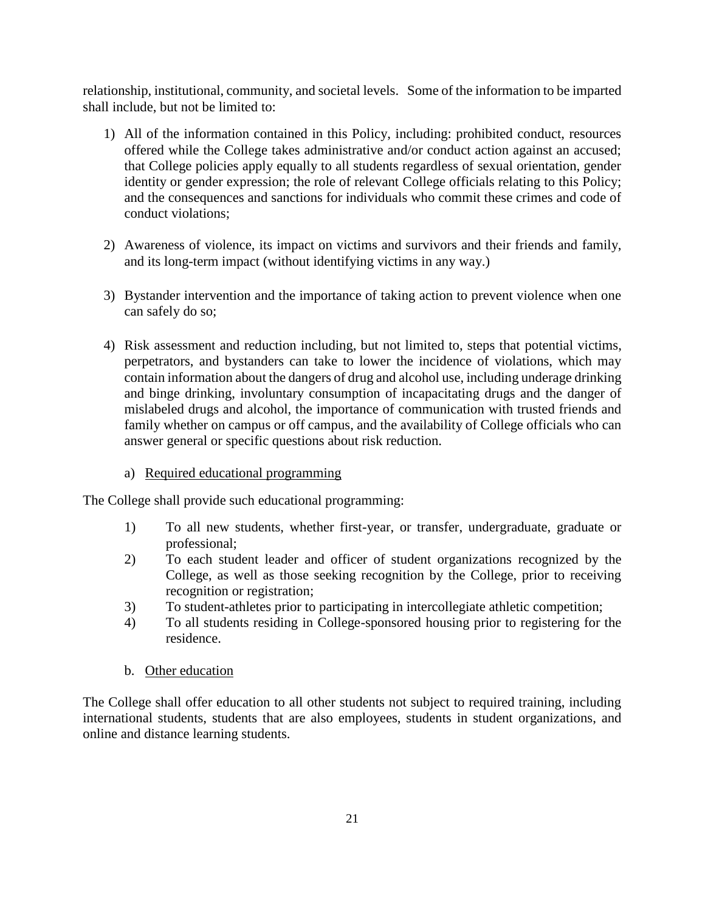relationship, institutional, community, and societal levels. Some of the information to be imparted shall include, but not be limited to:

1) All of the information contained in this Policy, including: prohibited conduct, resources offered while the College takes administrative and/or conduct action against an accused; that College policies apply equally to all students regardless of sexual orientation, gender identity or gender expression; the role of relevant College officials relating to this Policy; and the consequences and sanctions for individuals who commit these crimes and code of conduct violations;

2) Awareness of violence, its impact on victims and survivors and their friends and family, and its long-term impact (without identifying victims in any way.)

3) Bystander intervention and the importance of taking action to prevent violence when one can safely do so;

4) Risk assessment and reduction including, but not limited to, steps that potential victims, perpetrators, and bystanders can take to lower the incidence of violations, which may contain information about the dangers of drug and alcohol use, including underage drinking and binge drinking, involuntary consumption of incapacitating drugs and the danger of mislabeled drugs and alcohol, the importance of communication with trusted friends and family whether on campus or off campus, and the availability of College officials who can answer general or specific questions about risk reduction.

a) Required educational programming

The College shall provide such educational programming:

1) To all new students, whether first-year, or transfer, undergraduate, graduate or professional;
2) To each student leader and officer of student organizations recognized by the College, as well as those seeking recognition by the College, prior to receiving recognition or registration;
3) To student-athletes prior to participating in intercollegiate athletic competition;
4) To all students residing in College-sponsored housing prior to registering for the residence.

b. Other education

The College shall offer education to all other students not subject to required training, including international students, students that are also employees, students in student organizations, and online and distance learning students.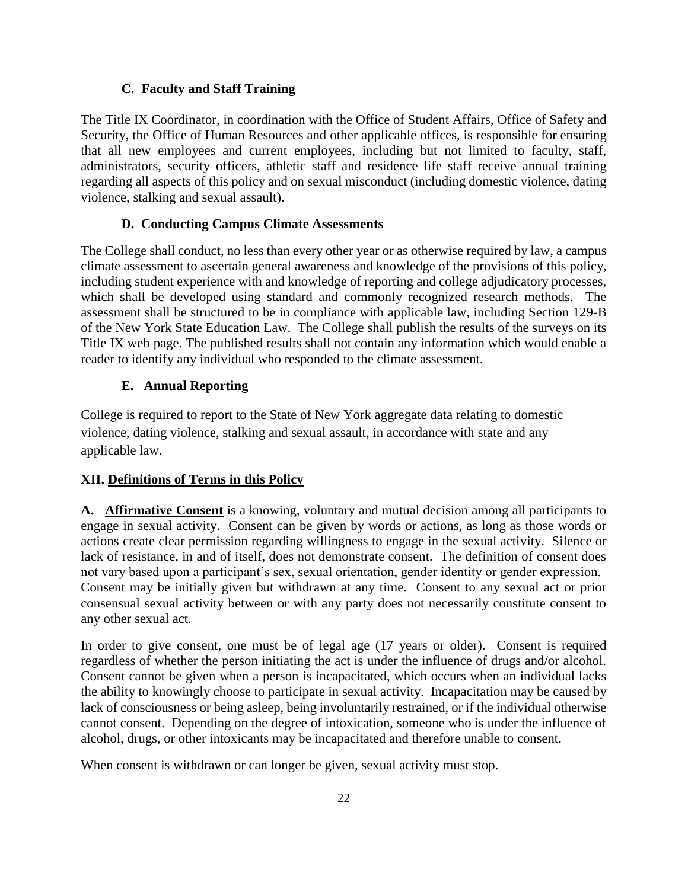### C. Faculty and Staff Training

The Title IX Coordinator, in coordination with the Office of Student Affairs, Office of Safety and Security, the Office of Human Resources and other applicable offices, is responsible for ensuring that all new employees and current employees, including but not limited to faculty, staff, administrators, security officers, athletic staff and residence life staff receive annual training regarding all aspects of this policy and on sexual misconduct (including domestic violence, dating violence, stalking and sexual assault).

### D. Conducting Campus Climate Assessments

The College shall conduct, no less than every other year or as otherwise required by law, a campus climate assessment to ascertain general awareness and knowledge of the provisions of this policy, including student experience with and knowledge of reporting and college adjudicatory processes, which shall be developed using standard and commonly recognized research methods. The assessment shall be structured to be in compliance with applicable law, including Section 129-B of the New York State Education Law. The College shall publish the results of the surveys on its Title IX web page. The published results shall not contain any information which would enable a reader to identify any individual who responded to the climate assessment.

### E. Annual Reporting

College is required to report to the State of New York aggregate data relating to domestic violence, dating violence, stalking and sexual assault, in accordance with state and any applicable law.

## XII. Definitions of Terms in this Policy

**A. Affirmative Consent** is a knowing, voluntary and mutual decision among all participants to engage in sexual activity. Consent can be given by words or actions, as long as those words or actions create clear permission regarding willingness to engage in the sexual activity. Silence or lack of resistance, in and of itself, does not demonstrate consent. The definition of consent does not vary based upon a participant's sex, sexual orientation, gender identity or gender expression. Consent may be initially given but withdrawn at any time. Consent to any sexual act or prior consensual sexual activity between or with any party does not necessarily constitute consent to any other sexual act.

In order to give consent, one must be of legal age (17 years or older). Consent is required regardless of whether the person initiating the act is under the influence of drugs and/or alcohol. Consent cannot be given when a person is incapacitated, which occurs when an individual lacks the ability to knowingly choose to participate in sexual activity. Incapacitation may be caused by lack of consciousness or being asleep, being involuntarily restrained, or if the individual otherwise cannot consent. Depending on the degree of intoxication, someone who is under the influence of alcohol, drugs, or other intoxicants may be incapacitated and therefore unable to consent.

When consent is withdrawn or can longer be given, sexual activity must stop.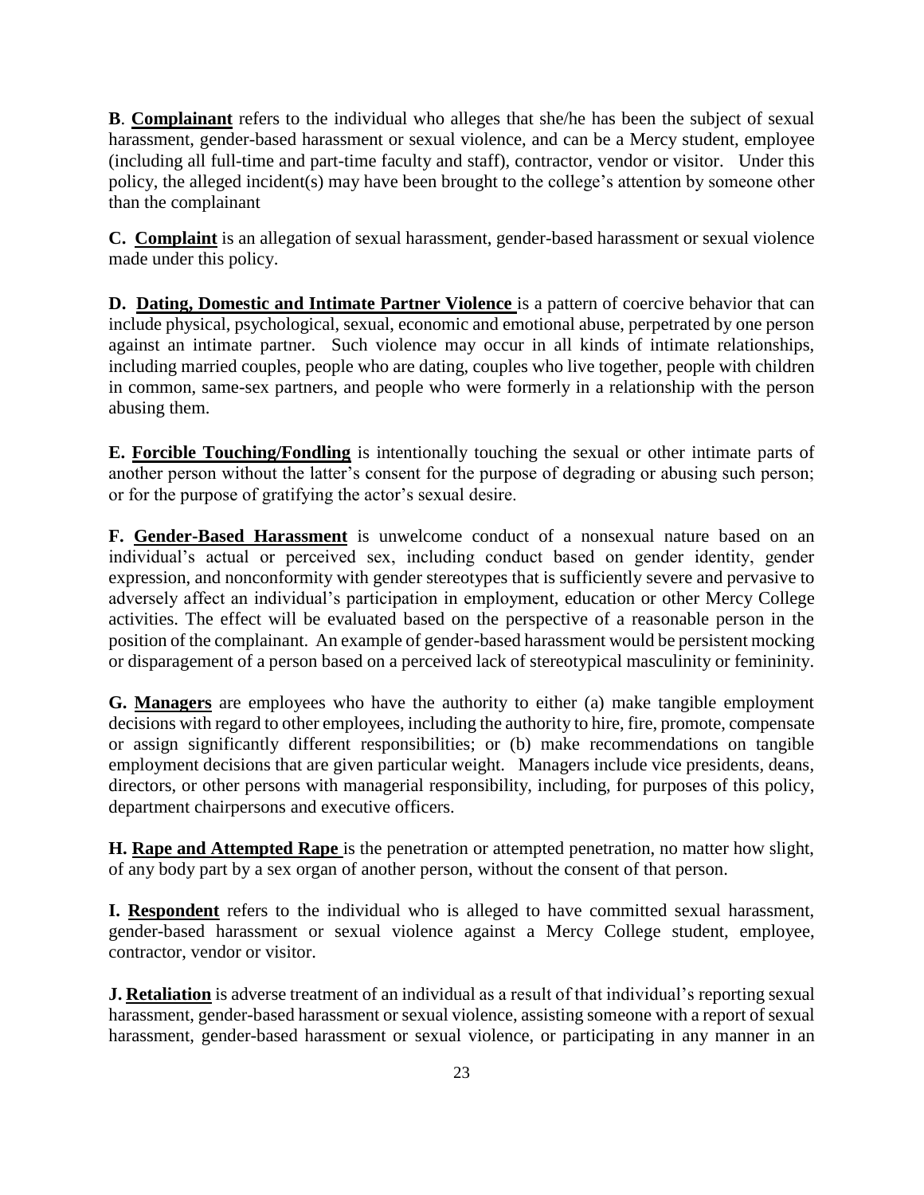**B**. **Complainant** refers to the individual who alleges that she/he has been the subject of sexual harassment, gender-based harassment or sexual violence, and can be a Mercy student, employee (including all full-time and part-time faculty and staff), contractor, vendor or visitor. Under this policy, the alleged incident(s) may have been brought to the college's attention by someone other than the complainant

**C. Complaint** is an allegation of sexual harassment, gender-based harassment or sexual violence made under this policy.

**D. Dating, Domestic and Intimate Partner Violence** is a pattern of coercive behavior that can include physical, psychological, sexual, economic and emotional abuse, perpetrated by one person against an intimate partner. Such violence may occur in all kinds of intimate relationships, including married couples, people who are dating, couples who live together, people with children in common, same-sex partners, and people who were formerly in a relationship with the person abusing them.

**E. Forcible Touching/Fondling** is intentionally touching the sexual or other intimate parts of another person without the latter's consent for the purpose of degrading or abusing such person; or for the purpose of gratifying the actor's sexual desire.

**F. Gender-Based Harassment** is unwelcome conduct of a nonsexual nature based on an individual's actual or perceived sex, including conduct based on gender identity, gender expression, and nonconformity with gender stereotypes that is sufficiently severe and pervasive to adversely affect an individual's participation in employment, education or other Mercy College activities. The effect will be evaluated based on the perspective of a reasonable person in the position of the complainant. An example of gender-based harassment would be persistent mocking or disparagement of a person based on a perceived lack of stereotypical masculinity or femininity.

**G. Managers** are employees who have the authority to either (a) make tangible employment decisions with regard to other employees, including the authority to hire, fire, promote, compensate or assign significantly different responsibilities; or (b) make recommendations on tangible employment decisions that are given particular weight. Managers include vice presidents, deans, directors, or other persons with managerial responsibility, including, for purposes of this policy, department chairpersons and executive officers.

**H. Rape and Attempted Rape** is the penetration or attempted penetration, no matter how slight, of any body part by a sex organ of another person, without the consent of that person.

**I. Respondent** refers to the individual who is alleged to have committed sexual harassment, gender-based harassment or sexual violence against a Mercy College student, employee, contractor, vendor or visitor.

**J. Retaliation** is adverse treatment of an individual as a result of that individual's reporting sexual harassment, gender-based harassment or sexual violence, assisting someone with a report of sexual harassment, gender-based harassment or sexual violence, or participating in any manner in an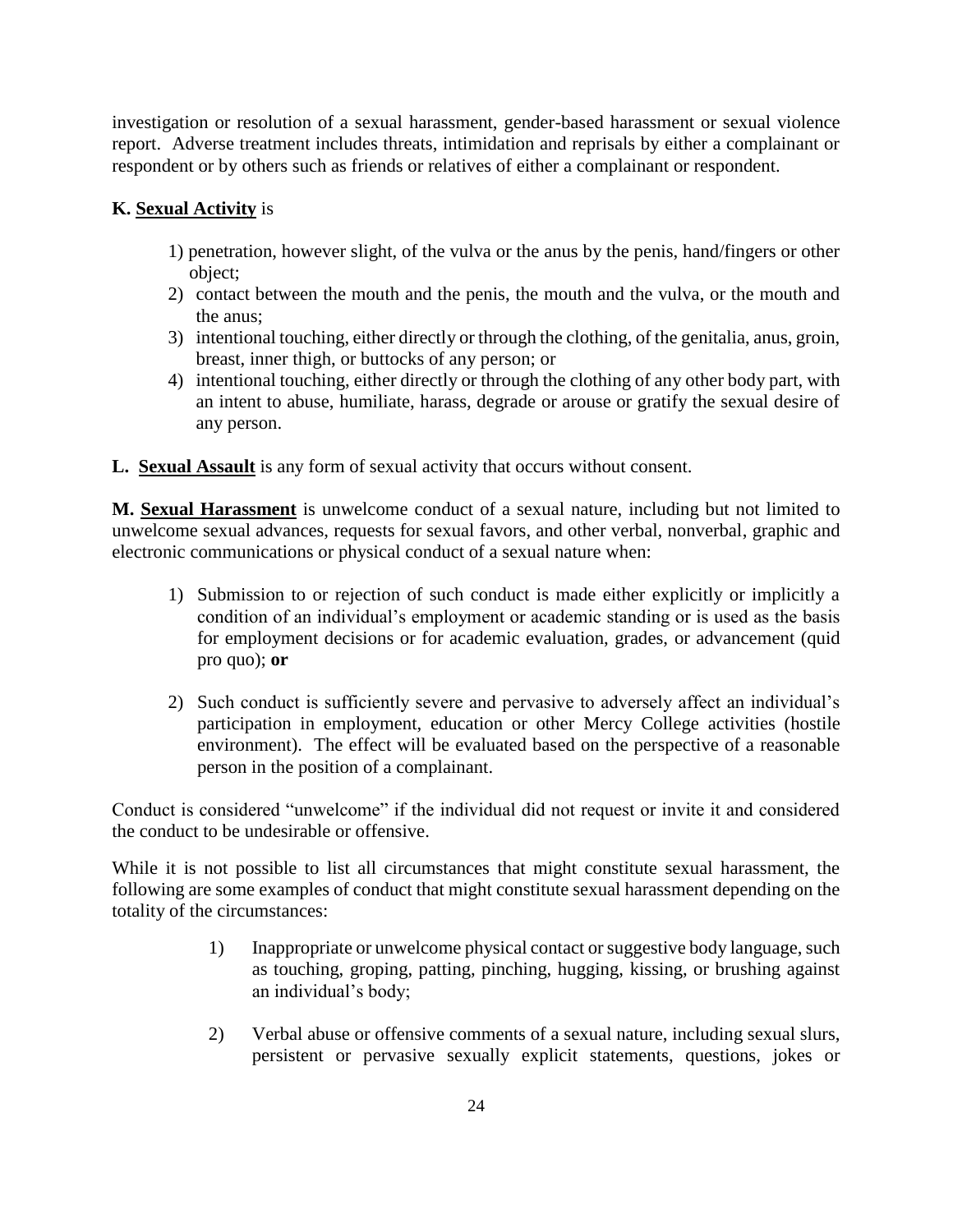investigation or resolution of a sexual harassment, gender-based harassment or sexual violence report. Adverse treatment includes threats, intimidation and reprisals by either a complainant or respondent or by others such as friends or relatives of either a complainant or respondent.

**K. <u>Sexual Activity</u>** is

1) penetration, however slight, of the vulva or the anus by the penis, hand/fingers or other object;
2) contact between the mouth and the penis, the mouth and the vulva, or the mouth and the anus;
3) intentional touching, either directly or through the clothing, of the genitalia, anus, groin, breast, inner thigh, or buttocks of any person; or
4) intentional touching, either directly or through the clothing of any other body part, with an intent to abuse, humiliate, harass, degrade or arouse or gratify the sexual desire of any person.

**L. <u>Sexual Assault</u>** is any form of sexual activity that occurs without consent.

**M. <u>Sexual Harassment</u>** is unwelcome conduct of a sexual nature, including but not limited to unwelcome sexual advances, requests for sexual favors, and other verbal, nonverbal, graphic and electronic communications or physical conduct of a sexual nature when:

1) Submission to or rejection of such conduct is made either explicitly or implicitly a condition of an individual's employment or academic standing or is used as the basis for employment decisions or for academic evaluation, grades, or advancement (quid pro quo); **or**

2) Such conduct is sufficiently severe and pervasive to adversely affect an individual's participation in employment, education or other Mercy College activities (hostile environment). The effect will be evaluated based on the perspective of a reasonable person in the position of a complainant.

Conduct is considered "unwelcome" if the individual did not request or invite it and considered the conduct to be undesirable or offensive.

While it is not possible to list all circumstances that might constitute sexual harassment, the following are some examples of conduct that might constitute sexual harassment depending on the totality of the circumstances:

1) Inappropriate or unwelcome physical contact or suggestive body language, such as touching, groping, patting, pinching, hugging, kissing, or brushing against an individual's body;

2) Verbal abuse or offensive comments of a sexual nature, including sexual slurs, persistent or pervasive sexually explicit statements, questions, jokes or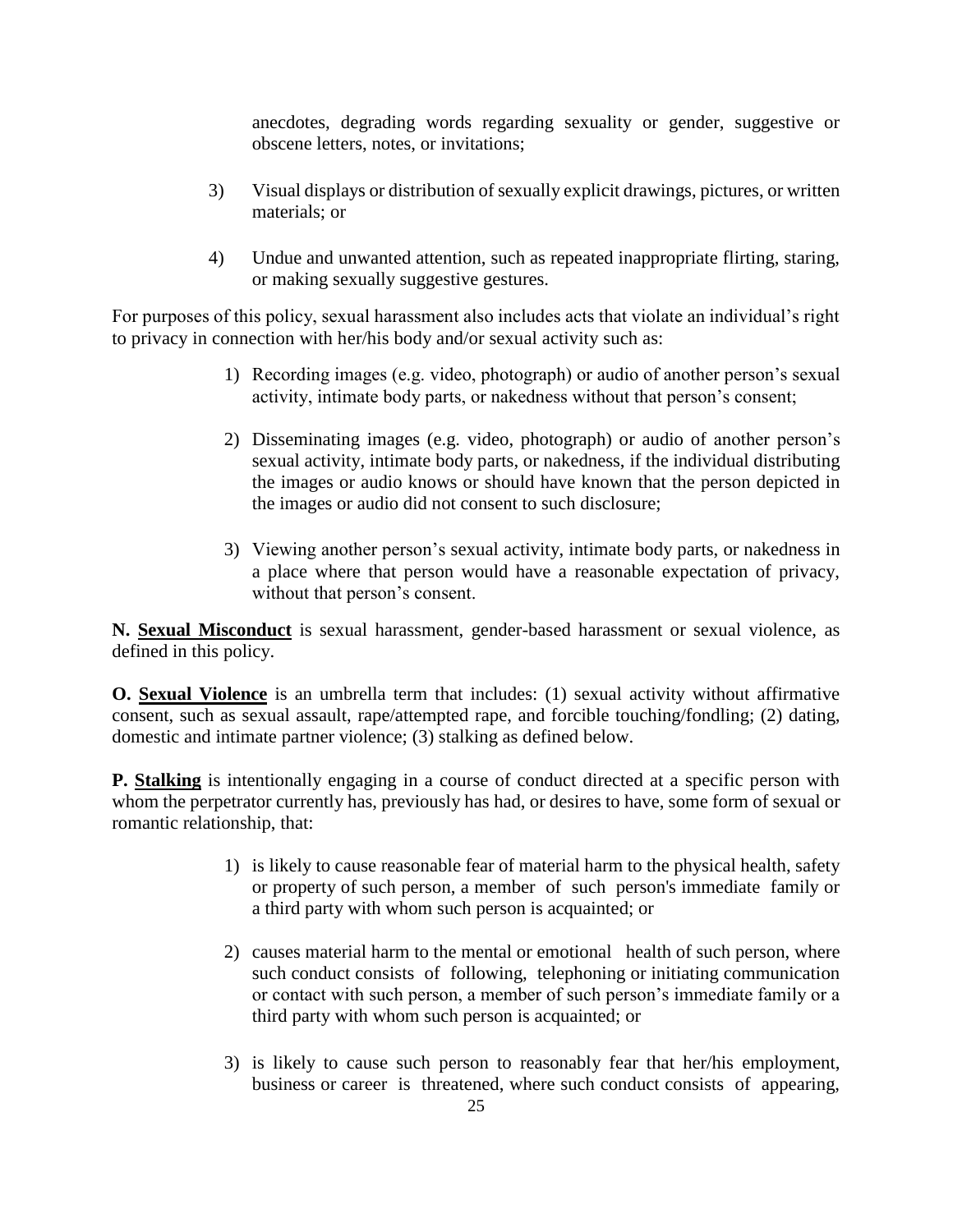anecdotes, degrading words regarding sexuality or gender, suggestive or obscene letters, notes, or invitations;

3) Visual displays or distribution of sexually explicit drawings, pictures, or written materials; or

4) Undue and unwanted attention, such as repeated inappropriate flirting, staring, or making sexually suggestive gestures.

For purposes of this policy, sexual harassment also includes acts that violate an individual's right to privacy in connection with her/his body and/or sexual activity such as:

1) Recording images (e.g. video, photograph) or audio of another person's sexual activity, intimate body parts, or nakedness without that person's consent;

2) Disseminating images (e.g. video, photograph) or audio of another person's sexual activity, intimate body parts, or nakedness, if the individual distributing the images or audio knows or should have known that the person depicted in the images or audio did not consent to such disclosure;

3) Viewing another person's sexual activity, intimate body parts, or nakedness in a place where that person would have a reasonable expectation of privacy, without that person's consent.

**N. <u>Sexual Misconduct</u>** is sexual harassment, gender-based harassment or sexual violence, as defined in this policy.

**O. <u>Sexual Violence</u>** is an umbrella term that includes: (1) sexual activity without affirmative consent, such as sexual assault, rape/attempted rape, and forcible touching/fondling; (2) dating, domestic and intimate partner violence; (3) stalking as defined below.

**P. <u>Stalking</u>** is intentionally engaging in a course of conduct directed at a specific person with whom the perpetrator currently has, previously has had, or desires to have, some form of sexual or romantic relationship, that:

1) is likely to cause reasonable fear of material harm to the physical health, safety or property of such person, a member of such person's immediate family or a third party with whom such person is acquainted; or

2) causes material harm to the mental or emotional health of such person, where such conduct consists of following, telephoning or initiating communication or contact with such person, a member of such person's immediate family or a third party with whom such person is acquainted; or

3) is likely to cause such person to reasonably fear that her/his employment, business or career is threatened, where such conduct consists of appearing,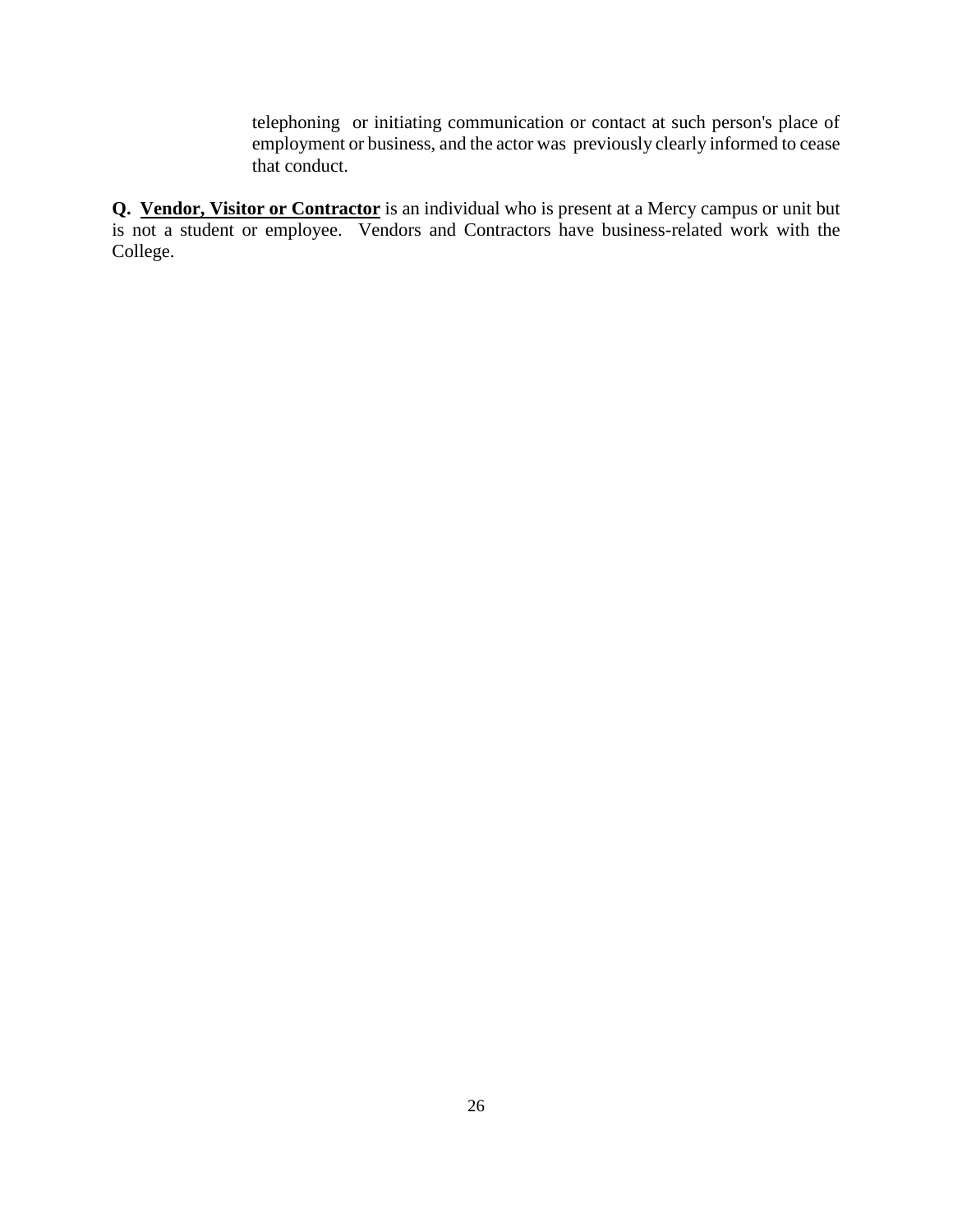telephoning or initiating communication or contact at such person's place of employment or business, and the actor was previously clearly informed to cease that conduct.

**Q. <u>Vendor, Visitor or Contractor</u>** is an individual who is present at a Mercy campus or unit but is not a student or employee. Vendors and Contractors have business-related work with the College.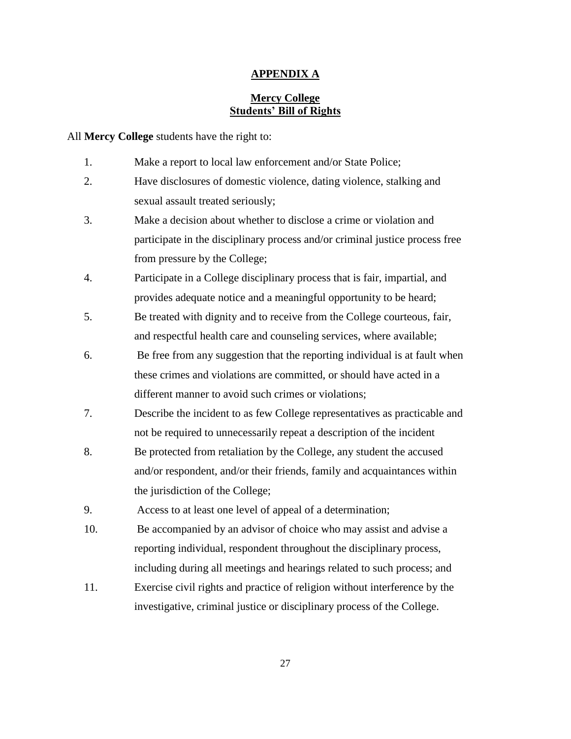## APPENDIX A

## Mercy College
## Students' Bill of Rights

All **Mercy College** students have the right to:

1. Make a report to local law enforcement and/or State Police;
2. Have disclosures of domestic violence, dating violence, stalking and sexual assault treated seriously;
3. Make a decision about whether to disclose a crime or violation and participate in the disciplinary process and/or criminal justice process free from pressure by the College;
4. Participate in a College disciplinary process that is fair, impartial, and provides adequate notice and a meaningful opportunity to be heard;
5. Be treated with dignity and to receive from the College courteous, fair, and respectful health care and counseling services, where available;
6. Be free from any suggestion that the reporting individual is at fault when these crimes and violations are committed, or should have acted in a different manner to avoid such crimes or violations;
7. Describe the incident to as few College representatives as practicable and not be required to unnecessarily repeat a description of the incident
8. Be protected from retaliation by the College, any student the accused and/or respondent, and/or their friends, family and acquaintances within the jurisdiction of the College;
9. Access to at least one level of appeal of a determination;
10. Be accompanied by an advisor of choice who may assist and advise a reporting individual, respondent throughout the disciplinary process, including during all meetings and hearings related to such process; and
11. Exercise civil rights and practice of religion without interference by the investigative, criminal justice or disciplinary process of the College.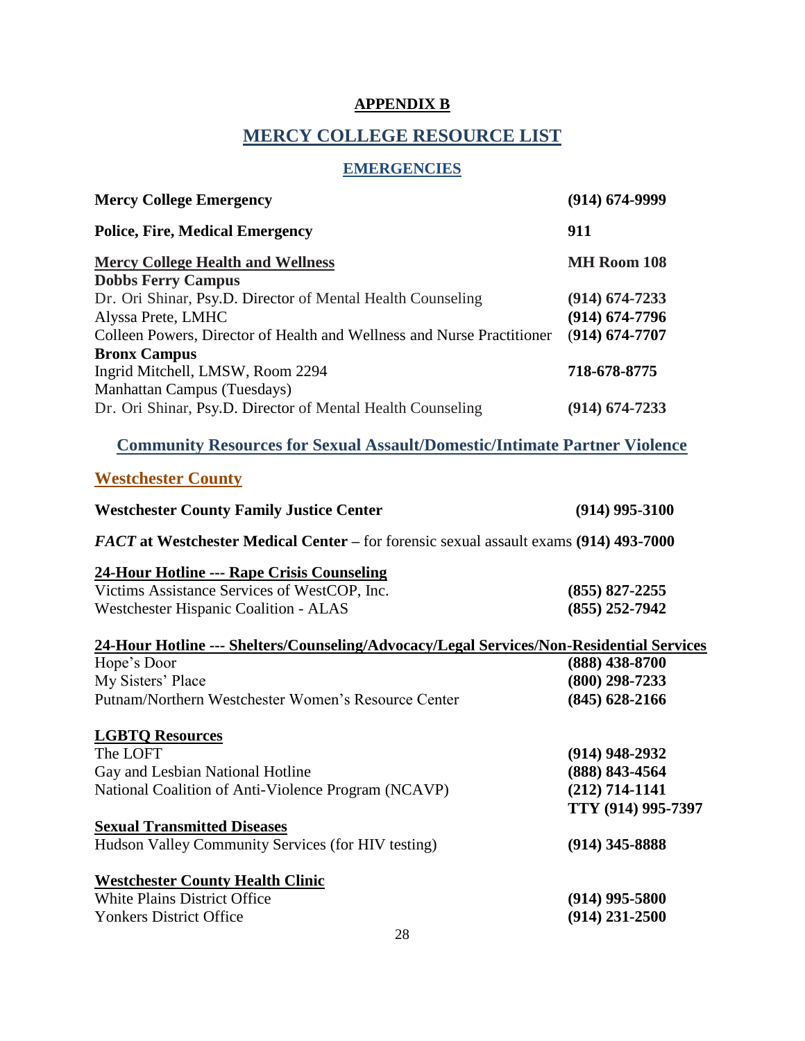## APPENDIX B

# MERCY COLLEGE RESOURCE LIST

## EMERGENCIES

| | |
|---|---|
| **Mercy College Emergency** | **(914) 674-9999** |
| **Police, Fire, Medical Emergency** | **911** |
| **Mercy College Health and Wellness** | **MH Room 108** |
| **Dobbs Ferry Campus** | |
| Dr. Ori Shinar, Psy.D. Director of Mental Health Counseling | **(914) 674-7233** |
| Alyssa Prete, LMHC | **(914) 674-7796** |
| Colleen Powers, Director of Health and Wellness and Nurse Practitioner | **(914) 674-7707** |
| **Bronx Campus** | |
| Ingrid Mitchell, LMSW, Room 2294 | **718-678-8775** |
| Manhattan Campus (Tuesdays) | |
| Dr. Ori Shinar, Psy.D. Director of Mental Health Counseling | **(914) 674-7233** |

## Community Resources for Sexual Assault/Domestic/Intimate Partner Violence

### Westchester County

**Westchester County Family Justice Center** **(914) 995-3100**

***FACT* at Westchester Medical Center –** for forensic sexual assault exams **(914) 493-7000**

**24-Hour Hotline --- Rape Crisis Counseling**

| | |
|---|---|
| Victims Assistance Services of WestCOP, Inc. | **(855) 827-2255** |
| Westchester Hispanic Coalition - ALAS | **(855) 252-7942** |

**24-Hour Hotline --- Shelters/Counseling/Advocacy/Legal Services/Non-Residential Services**

| | |
|---|---|
| Hope's Door | **(888) 438-8700** |
| My Sisters' Place | **(800) 298-7233** |
| Putnam/Northern Westchester Women's Resource Center | **(845) 628-2166** |

**LGBTQ Resources**

| | |
|---|---|
| The LOFT | **(914) 948-2932** |
| Gay and Lesbian National Hotline | **(888) 843-4564** |
| National Coalition of Anti-Violence Program (NCAVP) | **(212) 714-1141** |
| | **TTY (914) 995-7397** |

**Sexual Transmitted Diseases**

| | |
|---|---|
| Hudson Valley Community Services (for HIV testing) | **(914) 345-8888** |

**Westchester County Health Clinic**

| | |
|---|---|
| White Plains District Office | **(914) 995-5800** |
| Yonkers District Office | **(914) 231-2500** |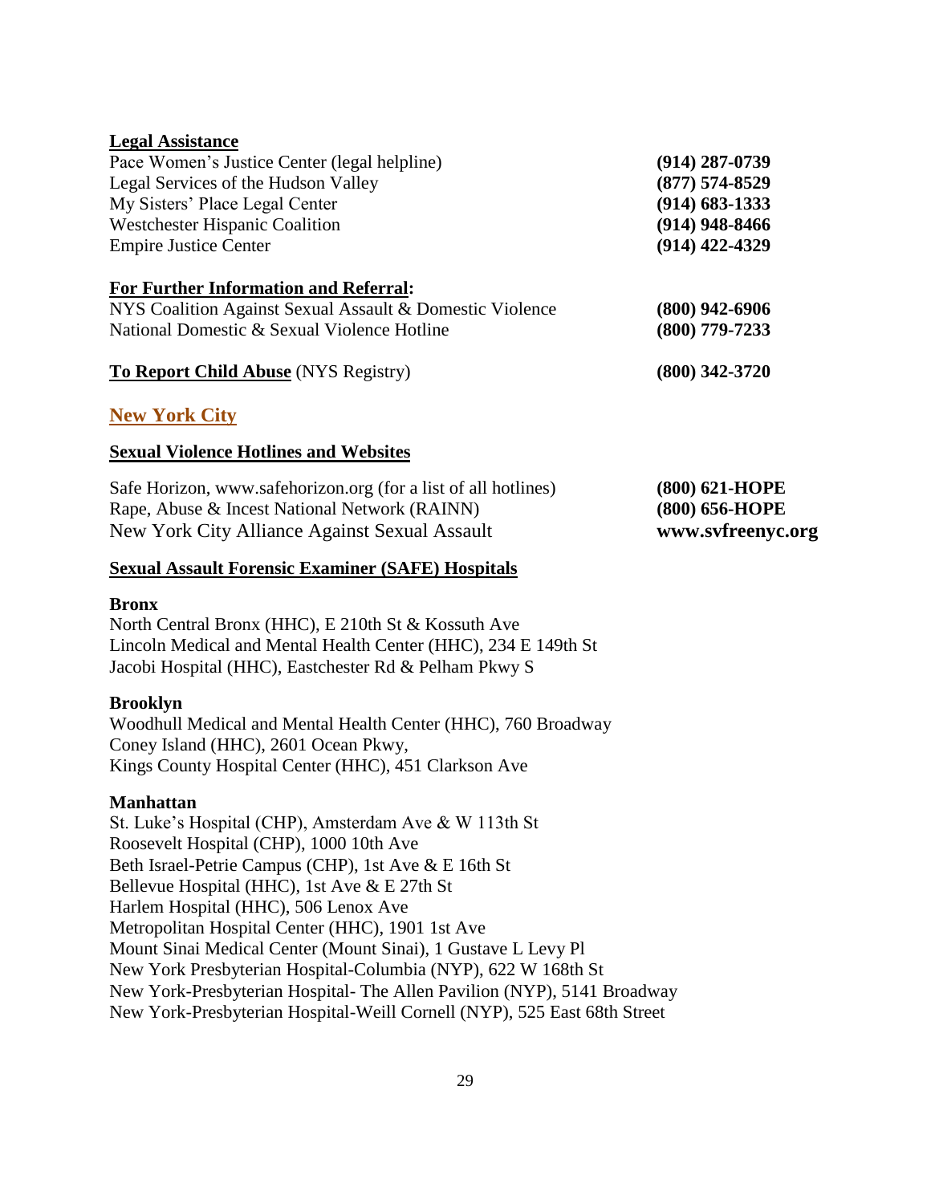**Legal Assistance**

| | |
|---|---|
| Pace Women's Justice Center (legal helpline) | **(914) 287-0739** |
| Legal Services of the Hudson Valley | **(877) 574-8529** |
| My Sisters' Place Legal Center | **(914) 683-1333** |
| Westchester Hispanic Coalition | **(914) 948-8466** |
| Empire Justice Center | **(914) 422-4329** |

**For Further Information and Referral:**

| | |
|---|---|
| NYS Coalition Against Sexual Assault & Domestic Violence | **(800) 942-6906** |
| National Domestic & Sexual Violence Hotline | **(800) 779-7233** |

**To Report Child Abuse** (NYS Registry) **(800) 342-3720**

## New York City

### Sexual Violence Hotlines and Websites

| | |
|---|---|
| Safe Horizon, www.safehorizon.org (for a list of all hotlines) | **(800) 621-HOPE** |
| Rape, Abuse & Incest National Network (RAINN) | **(800) 656-HOPE** |
| New York City Alliance Against Sexual Assault | **www.svfreenyc.org** |

### Sexual Assault Forensic Examiner (SAFE) Hospitals

**Bronx**

North Central Bronx (HHC), E 210th St & Kossuth Ave
Lincoln Medical and Mental Health Center (HHC), 234 E 149th St
Jacobi Hospital (HHC), Eastchester Rd & Pelham Pkwy S

**Brooklyn**

Woodhull Medical and Mental Health Center (HHC), 760 Broadway
Coney Island (HHC), 2601 Ocean Pkwy,
Kings County Hospital Center (HHC), 451 Clarkson Ave

**Manhattan**

St. Luke's Hospital (CHP), Amsterdam Ave & W 113th St
Roosevelt Hospital (CHP), 1000 10th Ave
Beth Israel-Petrie Campus (CHP), 1st Ave & E 16th St
Bellevue Hospital (HHC), 1st Ave & E 27th St
Harlem Hospital (HHC), 506 Lenox Ave
Metropolitan Hospital Center (HHC), 1901 1st Ave
Mount Sinai Medical Center (Mount Sinai), 1 Gustave L Levy Pl
New York Presbyterian Hospital-Columbia (NYP), 622 W 168th St
New York-Presbyterian Hospital- The Allen Pavilion (NYP), 5141 Broadway
New York-Presbyterian Hospital-Weill Cornell (NYP), 525 East 68th Street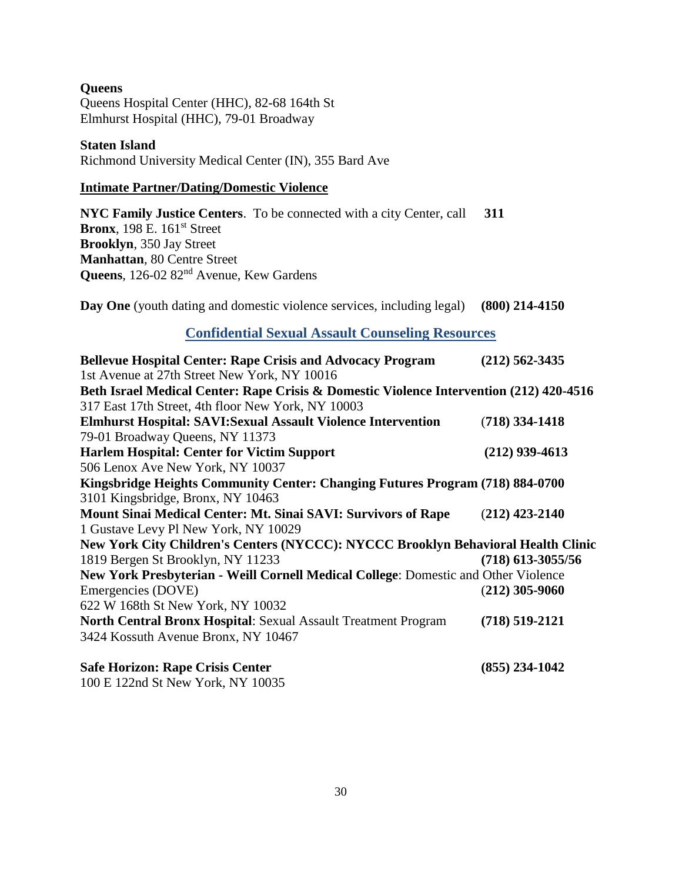**Queens**
Queens Hospital Center (HHC), 82-68 164th St
Elmhurst Hospital (HHC), 79-01 Broadway

**Staten Island**
Richmond University Medical Center (IN), 355 Bard Ave

**Intimate Partner/Dating/Domestic Violence**

**NYC Family Justice Centers**. To be connected with a city Center, call **311**
**Bronx**, 198 E. 161st Street
**Brooklyn**, 350 Jay Street
**Manhattan**, 80 Centre Street
**Queens**, 126-02 82nd Avenue, Kew Gardens

**Day One** (youth dating and domestic violence services, including legal) **(800) 214-4150**

## Confidential Sexual Assault Counseling Resources

**Bellevue Hospital Center: Rape Crisis and Advocacy Program** **(212) 562-3435**
1st Avenue at 27th Street New York, NY 10016
**Beth Israel Medical Center: Rape Crisis & Domestic Violence Intervention (212) 420-4516**
317 East 17th Street, 4th floor New York, NY 10003
**Elmhurst Hospital: SAVI:Sexual Assault Violence Intervention** **(718) 334-1418**
79-01 Broadway Queens, NY 11373
**Harlem Hospital: Center for Victim Support** **(212) 939-4613**
506 Lenox Ave New York, NY 10037
**Kingsbridge Heights Community Center: Changing Futures Program (718) 884-0700**
3101 Kingsbridge, Bronx, NY 10463
**Mount Sinai Medical Center: Mt. Sinai SAVI: Survivors of Rape** **(212) 423-2140**
1 Gustave Levy Pl New York, NY 10029
**New York City Children's Centers (NYCCC): NYCCC Brooklyn Behavioral Health Clinic**
1819 Bergen St Brooklyn, NY 11233 **(718) 613-3055/56**
**New York Presbyterian - Weill Cornell Medical College**: Domestic and Other Violence Emergencies (DOVE) **(212) 305-9060**
622 W 168th St New York, NY 10032
**North Central Bronx Hospital**: Sexual Assault Treatment Program **(718) 519-2121**
3424 Kossuth Avenue Bronx, NY 10467

**Safe Horizon: Rape Crisis Center** **(855) 234-1042**
100 E 122nd St New York, NY 10035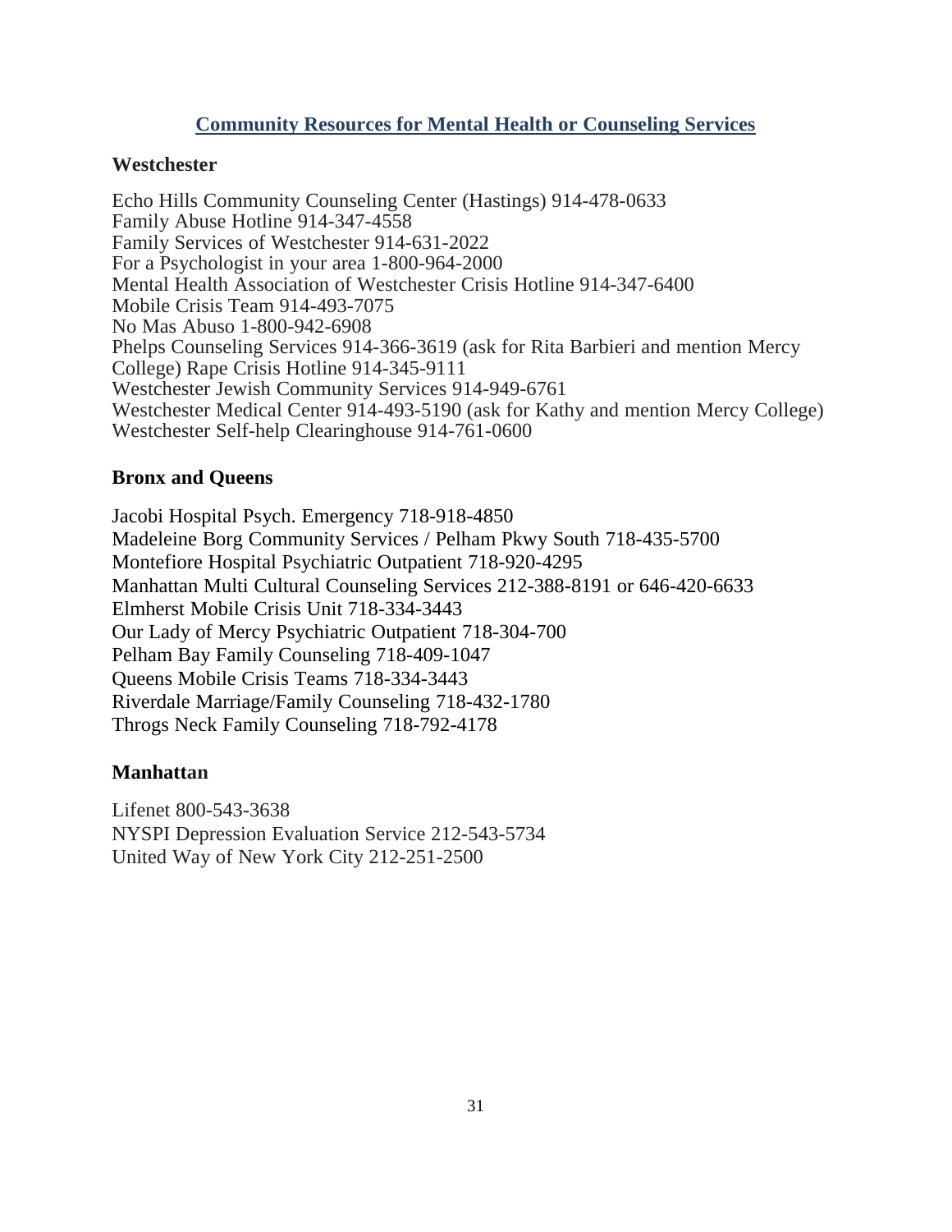## Community Resources for Mental Health or Counseling Services

### Westchester

Echo Hills Community Counseling Center (Hastings) 914-478-0633
Family Abuse Hotline 914-347-4558
Family Services of Westchester 914-631-2022
For a Psychologist in your area 1-800-964-2000
Mental Health Association of Westchester Crisis Hotline 914-347-6400
Mobile Crisis Team 914-493-7075
No Mas Abuso 1-800-942-6908
Phelps Counseling Services 914-366-3619 (ask for Rita Barbieri and mention Mercy College) Rape Crisis Hotline 914-345-9111
Westchester Jewish Community Services 914-949-6761
Westchester Medical Center 914-493-5190 (ask for Kathy and mention Mercy College)
Westchester Self-help Clearinghouse 914-761-0600

### Bronx and Queens

Jacobi Hospital Psych. Emergency 718-918-4850
Madeleine Borg Community Services / Pelham Pkwy South 718-435-5700
Montefiore Hospital Psychiatric Outpatient 718-920-4295
Manhattan Multi Cultural Counseling Services 212-388-8191 or 646-420-6633
Elmherst Mobile Crisis Unit 718-334-3443
Our Lady of Mercy Psychiatric Outpatient 718-304-700
Pelham Bay Family Counseling 718-409-1047
Queens Mobile Crisis Teams 718-334-3443
Riverdale Marriage/Family Counseling 718-432-1780
Throgs Neck Family Counseling 718-792-4178

### Manhattan

Lifenet 800-543-3638
NYSPI Depression Evaluation Service 212-543-5734
United Way of New York City 212-251-2500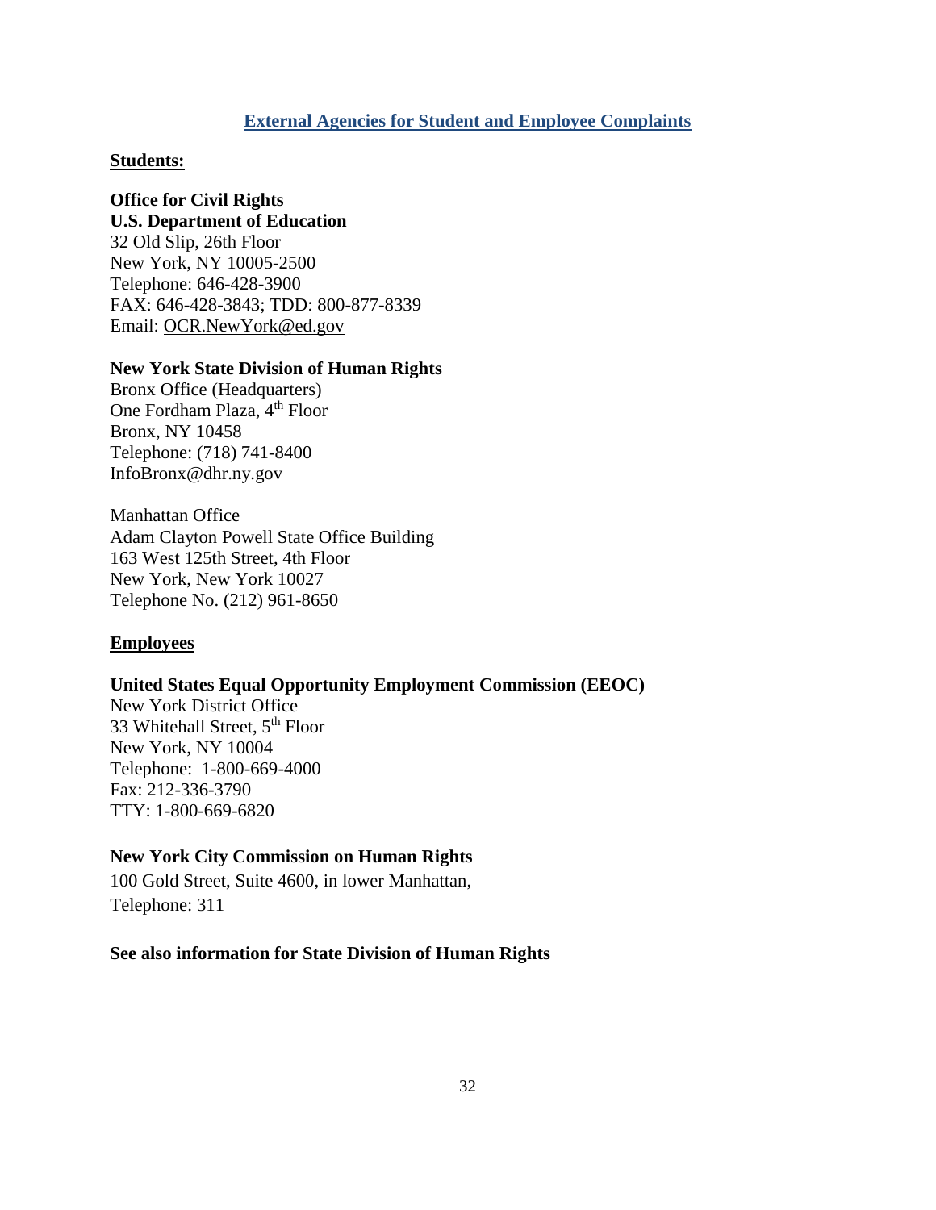## External Agencies for Student and Employee Complaints

**Students:**

**Office for Civil Rights**
**U.S. Department of Education**
32 Old Slip, 26th Floor
New York, NY 10005-2500
Telephone: 646-428-3900
FAX: 646-428-3843; TDD: 800-877-8339
Email: OCR.NewYork@ed.gov

**New York State Division of Human Rights**
Bronx Office (Headquarters)
One Fordham Plaza, 4th Floor
Bronx, NY 10458
Telephone: (718) 741-8400
InfoBronx@dhr.ny.gov

Manhattan Office
Adam Clayton Powell State Office Building
163 West 125th Street, 4th Floor
New York, New York 10027
Telephone No. (212) 961-8650

**Employees**

**United States Equal Opportunity Employment Commission (EEOC)**
New York District Office
33 Whitehall Street, 5th Floor
New York, NY 10004
Telephone: 1-800-669-4000
Fax: 212-336-3790
TTY: 1-800-669-6820

**New York City Commission on Human Rights**
100 Gold Street, Suite 4600, in lower Manhattan,
Telephone: 311

**See also information for State Division of Human Rights**